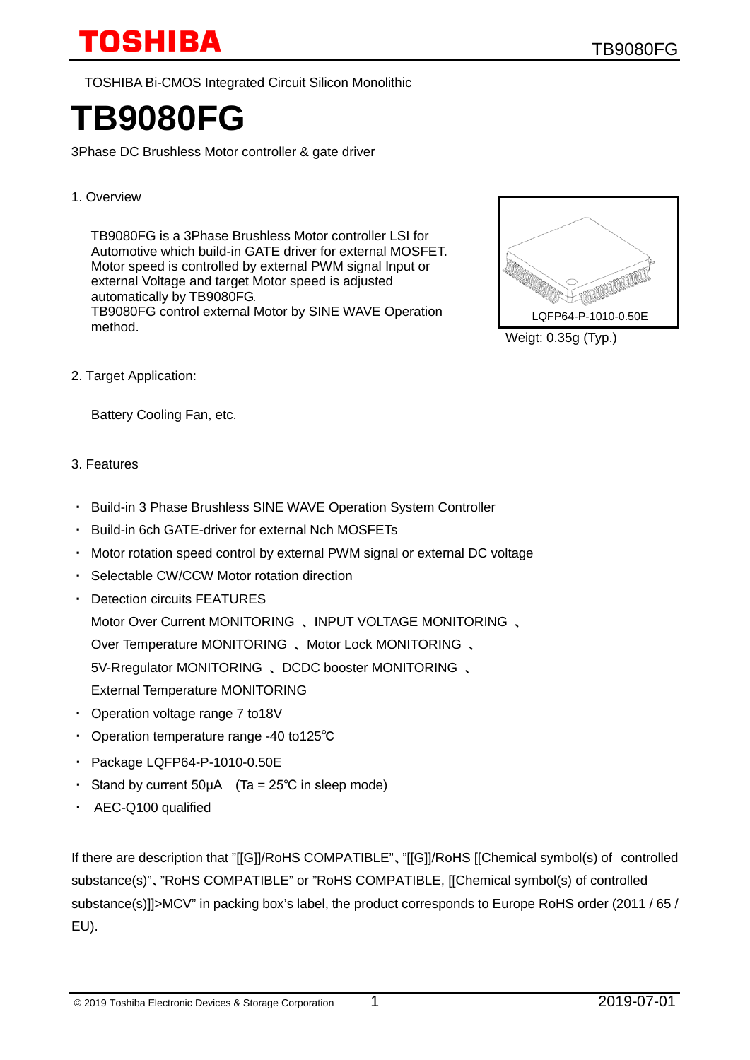TOSHIBA Bi-CMOS Integrated Circuit Silicon Monolithic

# TB9080FG

3Phase DC Brushless Motor controller & gate driver

## 1. Overview

TB9080FG is a 3Phase Brushless Motor controller LSI for Automotive which build-in GATE driver for external MOSFET. Motor speed is controlled by external PWM signal Input or external Voltage and target Motor speed is adjusted automatically by TB9080FG.
TB9080FG control external Motor by SINE WAVE Operation method.

LQFP64-P-1010-0.50E

Weigt: 0.35g (Typ.)

## 2. Target Application:

Battery Cooling Fan, etc.

## 3. Features

- Build-in 3 Phase Brushless SINE WAVE Operation System Controller
- Build-in 6ch GATE-driver for external Nch MOSFETs
- Motor rotation speed control by external PWM signal or external DC voltage
- Selectable CW/CCW Motor rotation direction
- Detection circuits FEATURES
  Motor Over Current MONITORING 、INPUT VOLTAGE MONITORING 、
  Over Temperature MONITORING 、Motor Lock MONITORING 、
  5V-Rregulator MONITORING 、DCDC booster MONITORING 、
  External Temperature MONITORING
- Operation voltage range 7 to18V
- Operation temperature range -40 to125℃
- Package LQFP64-P-1010-0.50E
- Stand by current 50μA (Ta = 25℃ in sleep mode)
- AEC-Q100 qualified

If there are description that "[[G]]/RoHS COMPATIBLE"、"[[G]]/RoHS [[Chemical symbol(s) of controlled substance(s)"、"RoHS COMPATIBLE" or "RoHS COMPATIBLE, [[Chemical symbol(s) of controlled substance(s)]]>MCV" in packing box's label, the product corresponds to Europe RoHS order (2011 / 65 / EU).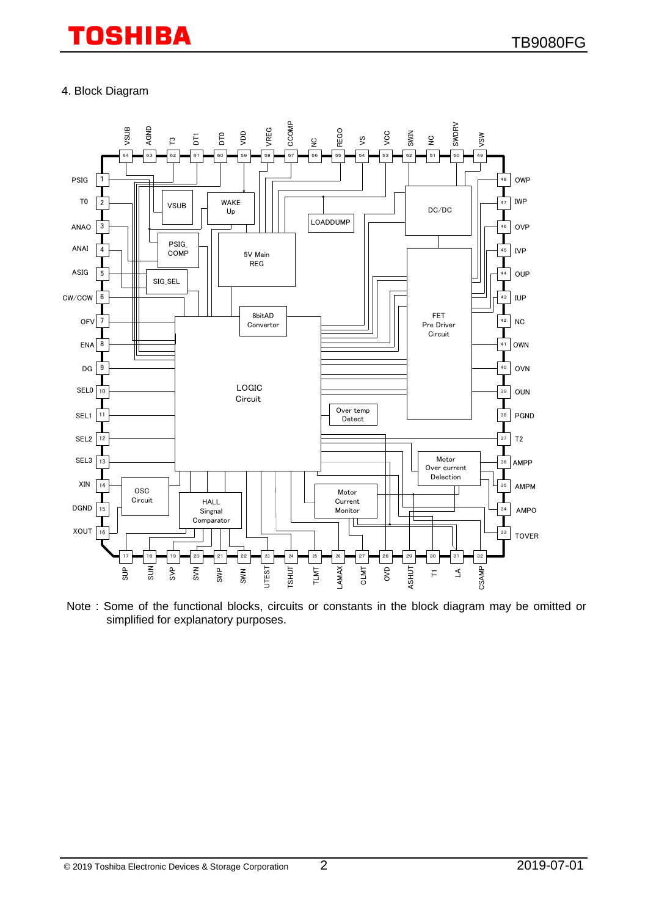## 4. Block Diagram

VSUB AGND T3 DT1 DT0 VDD VREG CCOMP NC REGO VS VCC SWIN NC SWDRV VSW

64 63 62 61 60 59 58 57 56 55 54 53 52 51 50 49

PSIG 1
T0 2
ANAO 3
ANAI 4
ASIG 5
CW/CCW 6
OFV 7
ENA 8
DG 9
SEL0 10
SEL1 11
SEL2 12
SEL3 13
XIN 14
DGND 15
XOUT 16

48 OWP
47 IWP
46 OVP
45 IVP
44 OUP
43 IUP
42 NC
41 OWN
40 OVN
39 OUN
38 PGND
37 T2
36 AMPP
35 AMPM
34 AMPO
33 TOVER

17 18 19 20 21 22 23 24 25 26 27 28 29 30 31 32

SUP SUN SVP SVN SWP SWN UTEST TSHUT TLMT LAMAX CLMT OVD ASHUT T1 LA CSAMP

VSUB

WAKE Up

LOADDUMP

DC/DC

PSIG_ COMP

5V Main REG

SIG_SEL

8bitAD Convertor

FET Pre Driver Circuit

LOGIC Circuit

Over temp Detect

Motor Over current Delection

OSC Circuit

HALL Singnal Comparator

Motor Current Monitor

Note : Some of the functional blocks, circuits or constants in the block diagram may be omitted or simplified for explanatory purposes.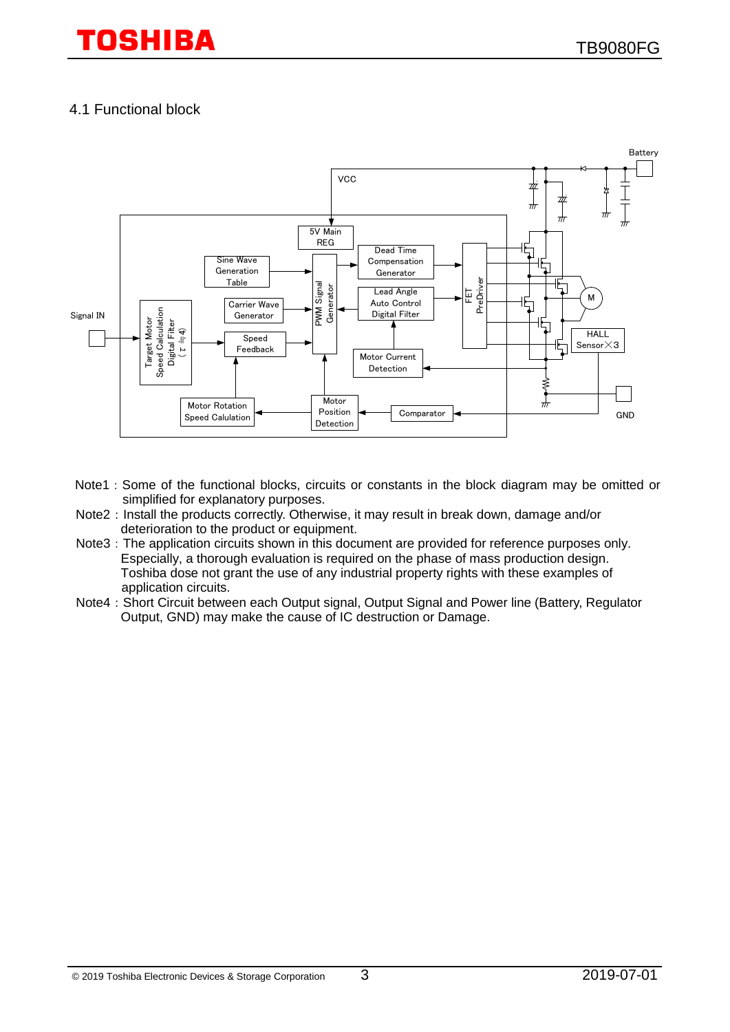## 4.1 Functional block

Note1 : Some of the functional blocks, circuits or constants in the block diagram may be omitted or simplified for explanatory purposes.

Note2 : Install the products correctly. Otherwise, it may result in break down, damage and/or deterioration to the product or equipment.

Note3 : The application circuits shown in this document are provided for reference purposes only. Especially, a thorough evaluation is required on the phase of mass production design. Toshiba dose not grant the use of any industrial property rights with these examples of application circuits.

Note4 : Short Circuit between each Output signal, Output Signal and Power line (Battery, Regulator Output, GND) may make the cause of IC destruction or Damage.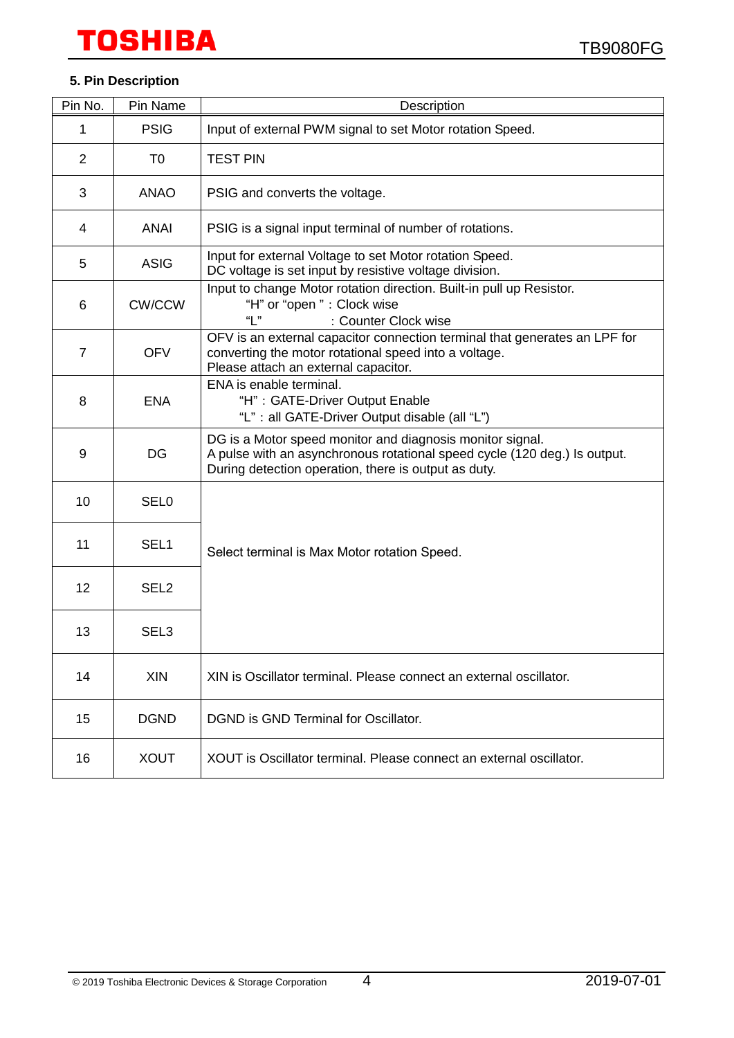## 5. Pin Description

| Pin No. | Pin Name | Description |
|---|---|---|
| 1 | PSIG | Input of external PWM signal to set Motor rotation Speed. |
| 2 | T0 | TEST PIN |
| 3 | ANAO | PSIG and converts the voltage. |
| 4 | ANAI | PSIG is a signal input terminal of number of rotations. |
| 5 | ASIG | Input for external Voltage to set Motor rotation Speed.<br>DC voltage is set input by resistive voltage division. |
| 6 | CW/CCW | Input to change Motor rotation direction. Built-in pull up Resistor.<br>"H" or "open " : Clock wise<br>"L" : Counter Clock wise |
| 7 | OFV | OFV is an external capacitor connection terminal that generates an LPF for converting the motor rotational speed into a voltage.<br>Please attach an external capacitor. |
| 8 | ENA | ENA is enable terminal.<br>"H" : GATE-Driver Output Enable<br>"L" : all GATE-Driver Output disable (all "L") |
| 9 | DG | DG is a Motor speed monitor and diagnosis monitor signal.<br>A pulse with an asynchronous rotational speed cycle (120 deg.) Is output.<br>During detection operation, there is output as duty. |
| 10 | SEL0 | Select terminal is Max Motor rotation Speed. |
| 11 | SEL1 | |
| 12 | SEL2 | |
| 13 | SEL3 | |
| 14 | XIN | XIN is Oscillator terminal. Please connect an external oscillator. |
| 15 | DGND | DGND is GND Terminal for Oscillator. |
| 16 | XOUT | XOUT is Oscillator terminal. Please connect an external oscillator. |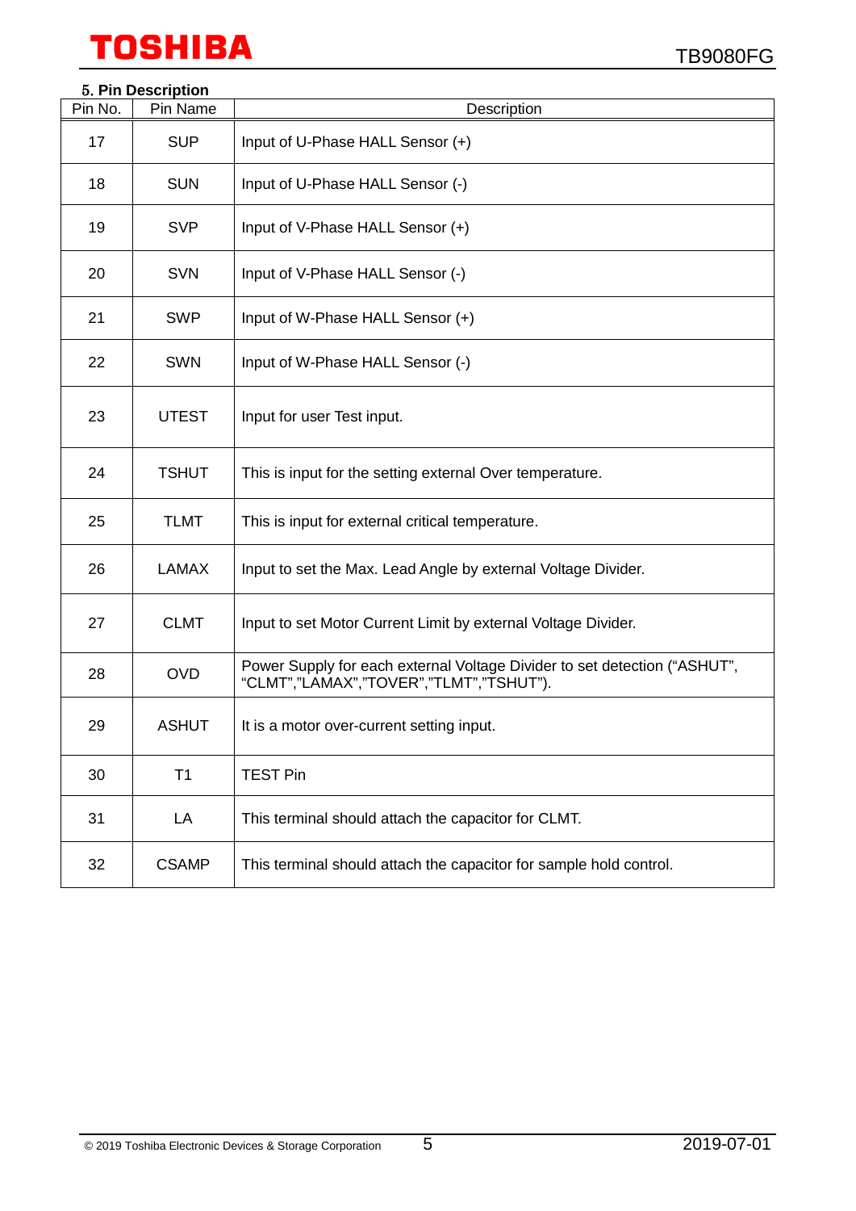### 5. Pin Description

| Pin No. | Pin Name | Description |
|---|---|---|
| 17 | SUP | Input of U-Phase HALL Sensor (+) |
| 18 | SUN | Input of U-Phase HALL Sensor (-) |
| 19 | SVP | Input of V-Phase HALL Sensor (+) |
| 20 | SVN | Input of V-Phase HALL Sensor (-) |
| 21 | SWP | Input of W-Phase HALL Sensor (+) |
| 22 | SWN | Input of W-Phase HALL Sensor (-) |
| 23 | UTEST | Input for user Test input. |
| 24 | TSHUT | This is input for the setting external Over temperature. |
| 25 | TLMT | This is input for external critical temperature. |
| 26 | LAMAX | Input to set the Max. Lead Angle by external Voltage Divider. |
| 27 | CLMT | Input to set Motor Current Limit by external Voltage Divider. |
| 28 | OVD | Power Supply for each external Voltage Divider to set detection ("ASHUT", "CLMT","LAMAX","TOVER","TLMT","TSHUT"). |
| 29 | ASHUT | It is a motor over-current setting input. |
| 30 | T1 | TEST Pin |
| 31 | LA | This terminal should attach the capacitor for CLMT. |
| 32 | CSAMP | This terminal should attach the capacitor for sample hold control. |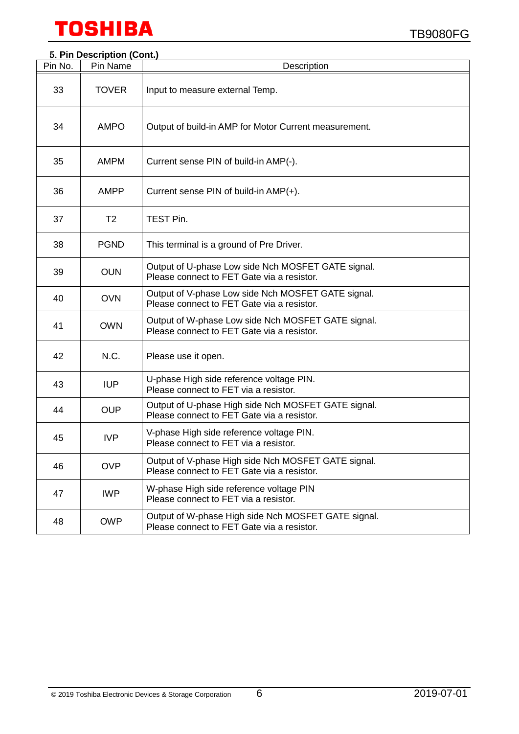### 5. Pin Description (Cont.)

| Pin No. | Pin Name | Description |
|---|---|---|
| 33 | TOVER | Input to measure external Temp. |
| 34 | AMPO | Output of build-in AMP for Motor Current measurement. |
| 35 | AMPM | Current sense PIN of build-in AMP(-). |
| 36 | AMPP | Current sense PIN of build-in AMP(+). |
| 37 | T2 | TEST Pin. |
| 38 | PGND | This terminal is a ground of Pre Driver. |
| 39 | OUN | Output of U-phase Low side Nch MOSFET GATE signal.<br>Please connect to FET Gate via a resistor. |
| 40 | OVN | Output of V-phase Low side Nch MOSFET GATE signal.<br>Please connect to FET Gate via a resistor. |
| 41 | OWN | Output of W-phase Low side Nch MOSFET GATE signal.<br>Please connect to FET Gate via a resistor. |
| 42 | N.C. | Please use it open. |
| 43 | IUP | U-phase High side reference voltage PIN.<br>Please connect to FET via a resistor. |
| 44 | OUP | Output of U-phase High side Nch MOSFET GATE signal.<br>Please connect to FET Gate via a resistor. |
| 45 | IVP | V-phase High side reference voltage PIN.<br>Please connect to FET via a resistor. |
| 46 | OVP | Output of V-phase High side Nch MOSFET GATE signal.<br>Please connect to FET Gate via a resistor. |
| 47 | IWP | W-phase High side reference voltage PIN<br>Please connect to FET via a resistor. |
| 48 | OWP | Output of W-phase High side Nch MOSFET GATE signal.<br>Please connect to FET Gate via a resistor. |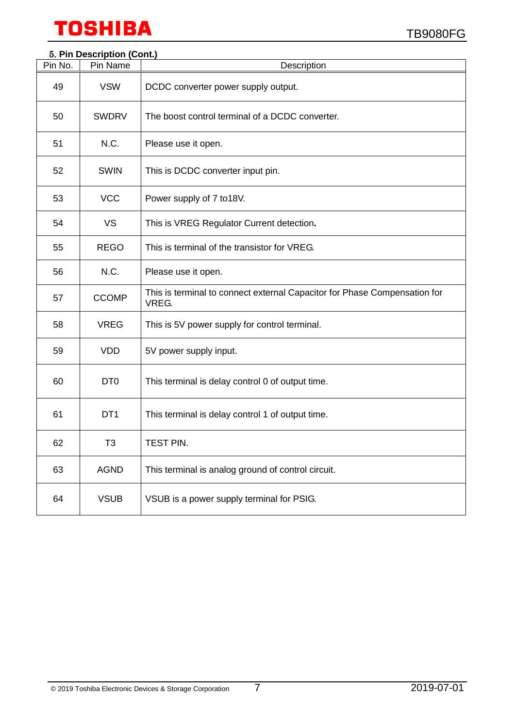5. **Pin Description (Cont.)**

| Pin No. | Pin Name | Description |
|---|---|---|
| 49 | VSW | DCDC converter power supply output. |
| 50 | SWDRV | The boost control terminal of a DCDC converter. |
| 51 | N.C. | Please use it open. |
| 52 | SWIN | This is DCDC converter input pin. |
| 53 | VCC | Power supply of 7 to18V. |
| 54 | VS | This is VREG Regulator Current detection. |
| 55 | REGO | This is terminal of the transistor for VREG. |
| 56 | N.C. | Please use it open. |
| 57 | CCOMP | This is terminal to connect external Capacitor for Phase Compensation for VREG. |
| 58 | VREG | This is 5V power supply for control terminal. |
| 59 | VDD | 5V power supply input. |
| 60 | DT0 | This terminal is delay control 0 of output time. |
| 61 | DT1 | This terminal is delay control 1 of output time. |
| 62 | T3 | TEST PIN. |
| 63 | AGND | This terminal is analog ground of control circuit. |
| 64 | VSUB | VSUB is a power supply terminal for PSIG. |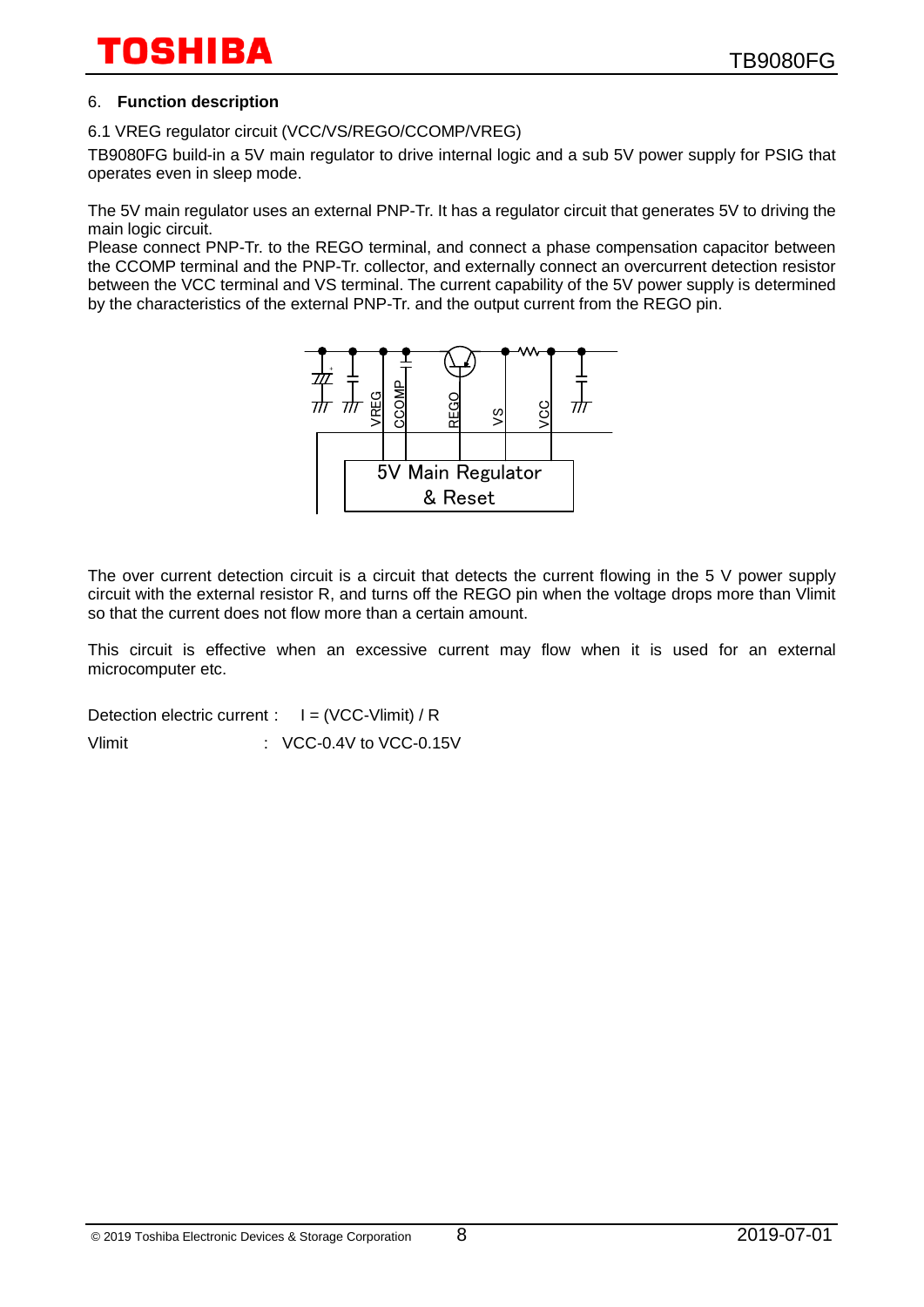## 6. **Function description**

6.1 VREG regulator circuit (VCC/VS/REGO/CCOMP/VREG)

TB9080FG build-in a 5V main regulator to drive internal logic and a sub 5V power supply for PSIG that operates even in sleep mode.

The 5V main regulator uses an external PNP-Tr. It has a regulator circuit that generates 5V to driving the main logic circuit.
Please connect PNP-Tr. to the REGO terminal, and connect a phase compensation capacitor between the CCOMP terminal and the PNP-Tr. collector, and externally connect an overcurrent detection resistor between the VCC terminal and VS terminal. The current capability of the 5V power supply is determined by the characteristics of the external PNP-Tr. and the output current from the REGO pin.

VREG
CCOMP
REGO
VS
VCC
5V Main Regulator
& Reset

The over current detection circuit is a circuit that detects the current flowing in the 5 V power supply circuit with the external resistor R, and turns off the REGO pin when the voltage drops more than Vlimit so that the current does not flow more than a certain amount.

This circuit is effective when an excessive current may flow when it is used for an external microcomputer etc.

Detection electric current : $I = (VCC - Vlimit) / R$

Vlimit : VCC-0.4V to VCC-0.15V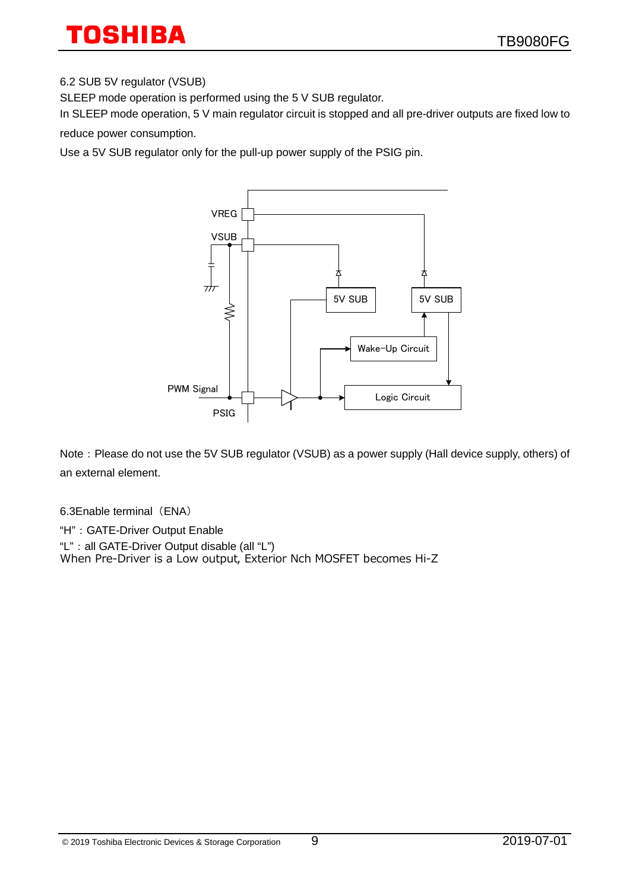6.2 SUB 5V regulator (VSUB)

SLEEP mode operation is performed using the 5 V SUB regulator.

In SLEEP mode operation, 5 V main regulator circuit is stopped and all pre-driver outputs are fixed low to reduce power consumption.

Use a 5V SUB regulator only for the pull-up power supply of the PSIG pin.

VREG
VSUB
5V SUB
5V SUB
Wake-Up Circuit
Logic Circuit
PWM Signal
PSIG

Note：Please do not use the 5V SUB regulator (VSUB) as a power supply (Hall device supply, others) of an external element.

6.3Enable terminal（ENA）

"H"：GATE-Driver Output Enable

"L"：all GATE-Driver Output disable (all "L")

When Pre-Driver is a Low output, Exterior Nch MOSFET becomes Hi-Z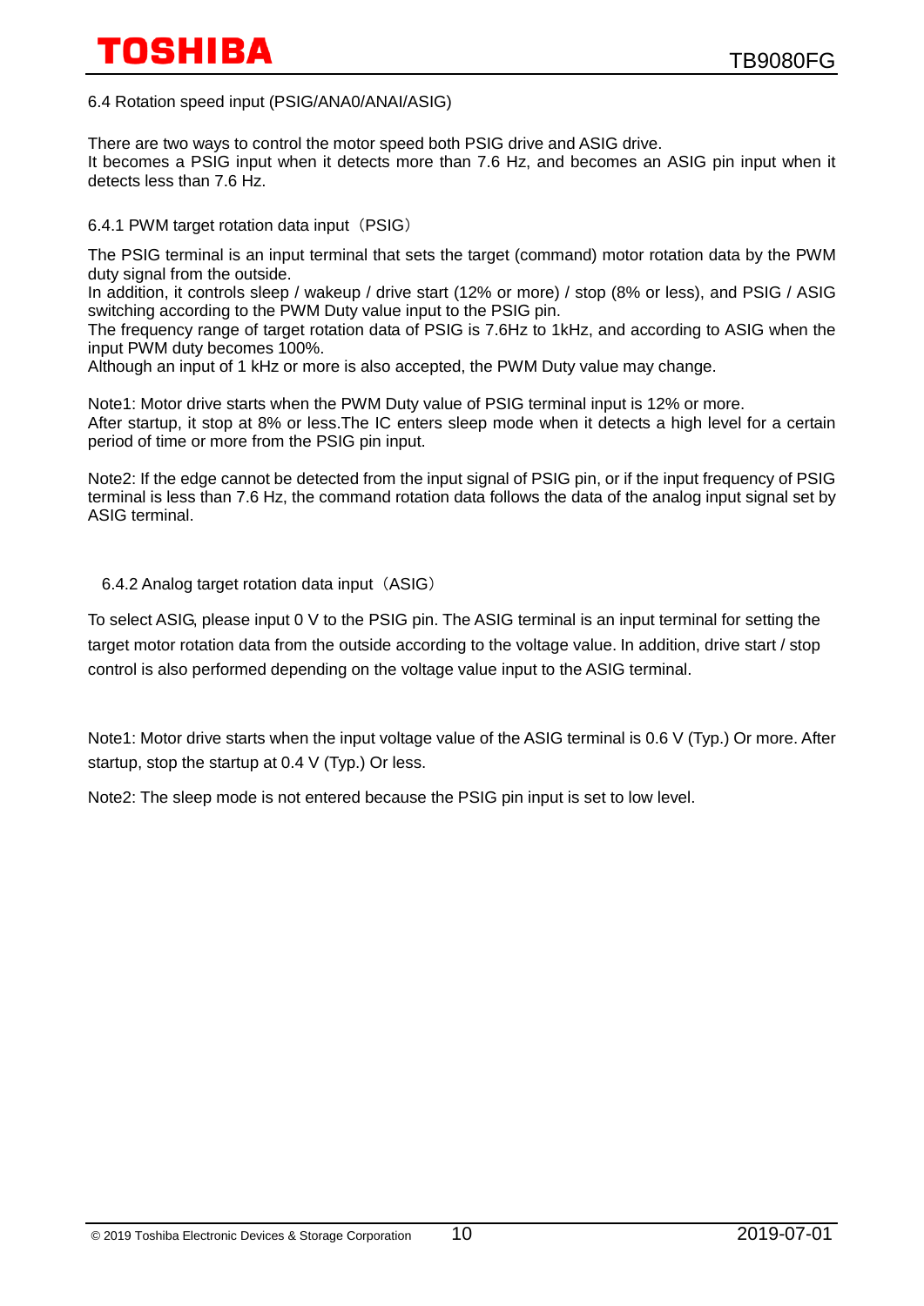### 6.4 Rotation speed input (PSIG/ANA0/ANAI/ASIG)

There are two ways to control the motor speed both PSIG drive and ASIG drive.
It becomes a PSIG input when it detects more than 7.6 Hz, and becomes an ASIG pin input when it detects less than 7.6 Hz.

#### 6.4.1 PWM target rotation data input（PSIG）

The PSIG terminal is an input terminal that sets the target (command) motor rotation data by the PWM duty signal from the outside.
In addition, it controls sleep / wakeup / drive start (12% or more) / stop (8% or less), and PSIG / ASIG switching according to the PWM Duty value input to the PSIG pin.
The frequency range of target rotation data of PSIG is 7.6Hz to 1kHz, and according to ASIG when the input PWM duty becomes 100%.
Although an input of 1 kHz or more is also accepted, the PWM Duty value may change.

Note1: Motor drive starts when the PWM Duty value of PSIG terminal input is 12% or more.
After startup, it stop at 8% or less.The IC enters sleep mode when it detects a high level for a certain period of time or more from the PSIG pin input.

Note2: If the edge cannot be detected from the input signal of PSIG pin, or if the input frequency of PSIG terminal is less than 7.6 Hz, the command rotation data follows the data of the analog input signal set by ASIG terminal.

#### 6.4.2 Analog target rotation data input（ASIG）

To select ASIG, please input 0 V to the PSIG pin. The ASIG terminal is an input terminal for setting the target motor rotation data from the outside according to the voltage value. In addition, drive start / stop control is also performed depending on the voltage value input to the ASIG terminal.

Note1: Motor drive starts when the input voltage value of the ASIG terminal is 0.6 V (Typ.) Or more. After startup, stop the startup at 0.4 V (Typ.) Or less.

Note2: The sleep mode is not entered because the PSIG pin input is set to low level.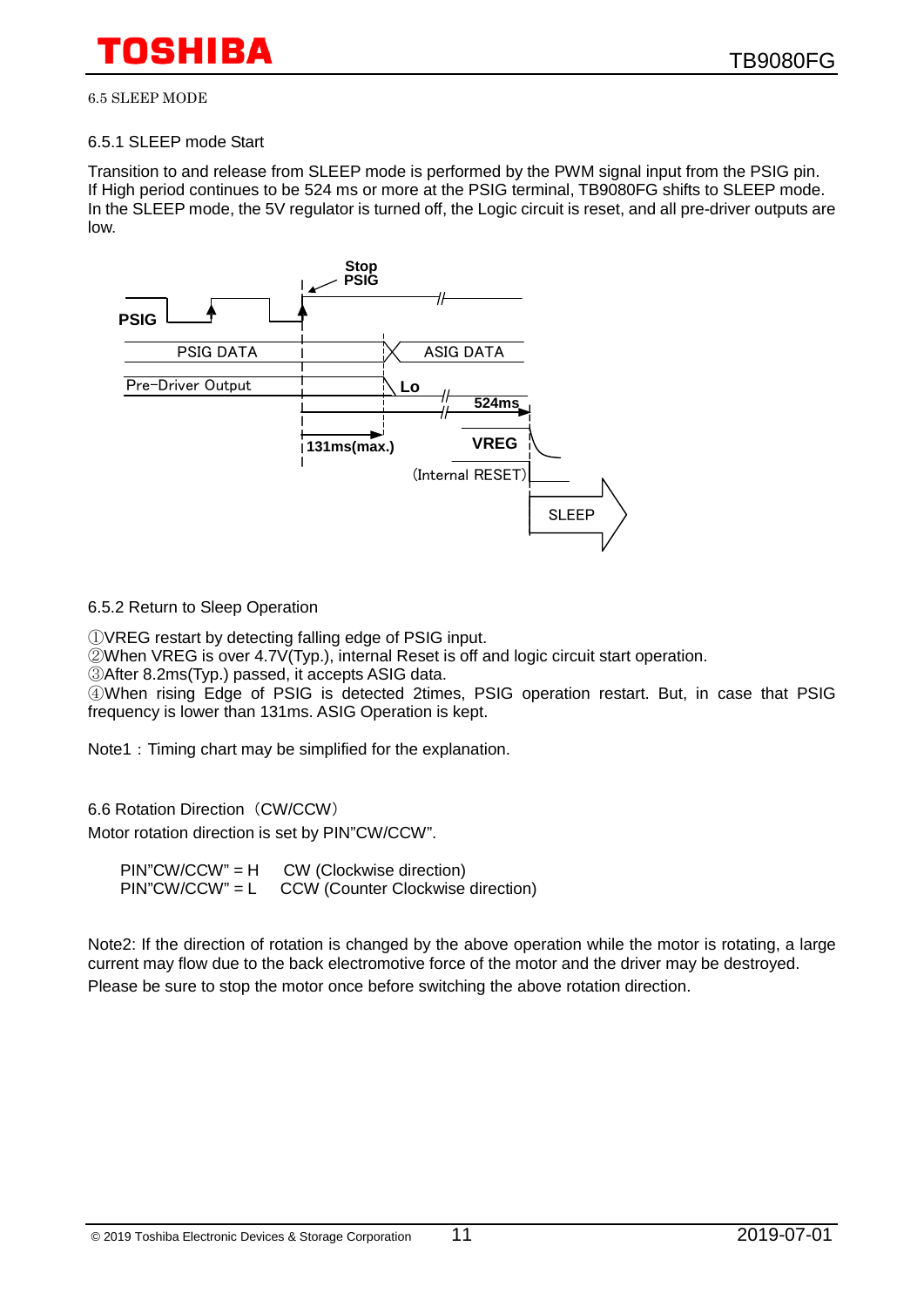## 6.5 SLEEP MODE

### 6.5.1 SLEEP mode Start

Transition to and release from SLEEP mode is performed by the PWM signal input from the PSIG pin.
If High period continues to be 524 ms or more at the PSIG terminal, TB9080FG shifts to SLEEP mode.
In the SLEEP mode, the 5V regulator is turned off, the Logic circuit is reset, and all pre-driver outputs are low.

Stop PSIG

PSIG

PSIG DATA

ASIG DATA

Pre-Driver Output

Lo

524ms

131ms(max.)

VREG

(Internal RESET)

SLEEP

### 6.5.2 Return to Sleep Operation

①VREG restart by detecting falling edge of PSIG input.
②When VREG is over 4.7V(Typ.), internal Reset is off and logic circuit start operation.
③After 8.2ms(Typ.) passed, it accepts ASIG data.
④When rising Edge of PSIG is detected 2times, PSIG operation restart. But, in case that PSIG frequency is lower than 131ms. ASIG Operation is kept.

Note1：Timing chart may be simplified for the explanation.

## 6.6 Rotation Direction（CW/CCW）

Motor rotation direction is set by PIN"CW/CCW".

PIN"CW/CCW" = H    CW (Clockwise direction)
PIN"CW/CCW" = L    CCW (Counter Clockwise direction)

Note2: If the direction of rotation is changed by the above operation while the motor is rotating, a large current may flow due to the back electromotive force of the motor and the driver may be destroyed.
Please be sure to stop the motor once before switching the above rotation direction.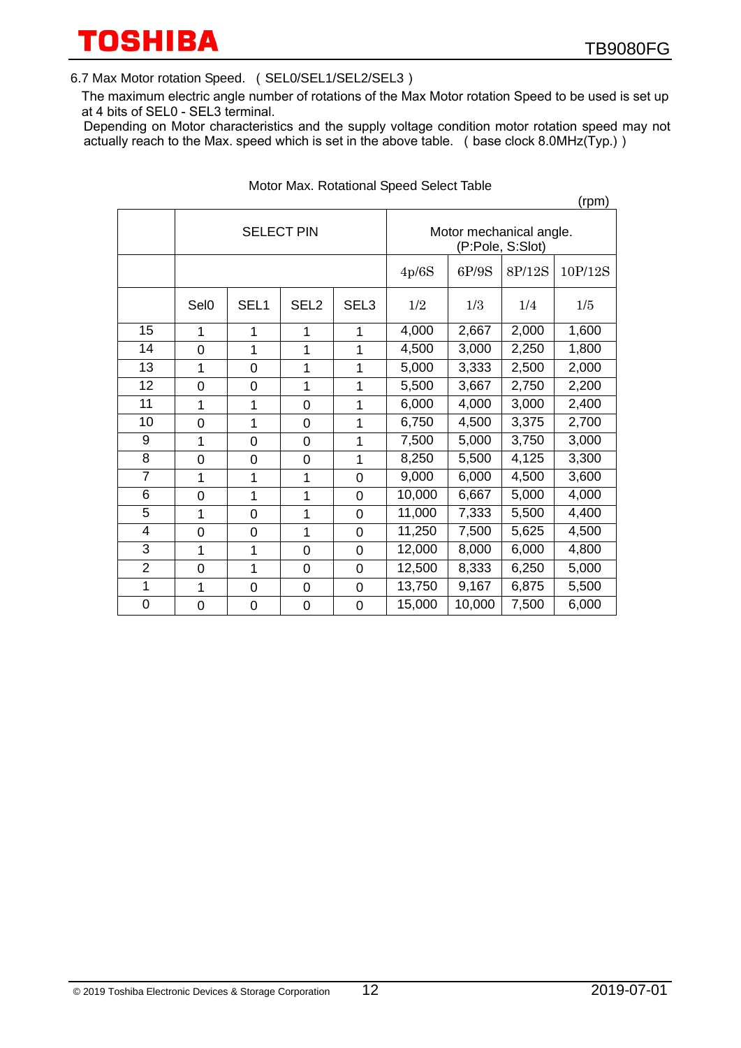6.7 Max Motor rotation Speed. ( SEL0/SEL1/SEL2/SEL3 )

The maximum electric angle number of rotations of the Max Motor rotation Speed to be used is set up at 4 bits of SEL0 - SEL3 terminal.

Depending on Motor characteristics and the supply voltage condition motor rotation speed may not actually reach to the Max. speed which is set in the above table. ( base clock 8.0MHz(Typ.) )

Motor Max. Rotational Speed Select Table

(rpm)

| | SELECT PIN | | | | Motor mechanical angle. (P:Pole, S:Slot) | | | |
|---|---|---|---|---|---|---|---|---|
| | | | | | 4p/6S | 6P/9S | 8P/12S | 10P/12S |
| | Sel0 | SEL1 | SEL2 | SEL3 | 1/2 | 1/3 | 1/4 | 1/5 |
| 15 | 1 | 1 | 1 | 1 | 4,000 | 2,667 | 2,000 | 1,600 |
| 14 | 0 | 1 | 1 | 1 | 4,500 | 3,000 | 2,250 | 1,800 |
| 13 | 1 | 0 | 1 | 1 | 5,000 | 3,333 | 2,500 | 2,000 |
| 12 | 0 | 0 | 1 | 1 | 5,500 | 3,667 | 2,750 | 2,200 |
| 11 | 1 | 1 | 0 | 1 | 6,000 | 4,000 | 3,000 | 2,400 |
| 10 | 0 | 1 | 0 | 1 | 6,750 | 4,500 | 3,375 | 2,700 |
| 9 | 1 | 0 | 0 | 1 | 7,500 | 5,000 | 3,750 | 3,000 |
| 8 | 0 | 0 | 0 | 1 | 8,250 | 5,500 | 4,125 | 3,300 |
| 7 | 1 | 1 | 1 | 0 | 9,000 | 6,000 | 4,500 | 3,600 |
| 6 | 0 | 1 | 1 | 0 | 10,000 | 6,667 | 5,000 | 4,000 |
| 5 | 1 | 0 | 1 | 0 | 11,000 | 7,333 | 5,500 | 4,400 |
| 4 | 0 | 0 | 1 | 0 | 11,250 | 7,500 | 5,625 | 4,500 |
| 3 | 1 | 1 | 0 | 0 | 12,000 | 8,000 | 6,000 | 4,800 |
| 2 | 0 | 1 | 0 | 0 | 12,500 | 8,333 | 6,250 | 5,000 |
| 1 | 1 | 0 | 0 | 0 | 13,750 | 9,167 | 6,875 | 5,500 |
| 0 | 0 | 0 | 0 | 0 | 15,000 | 10,000 | 7,500 | 6,000 |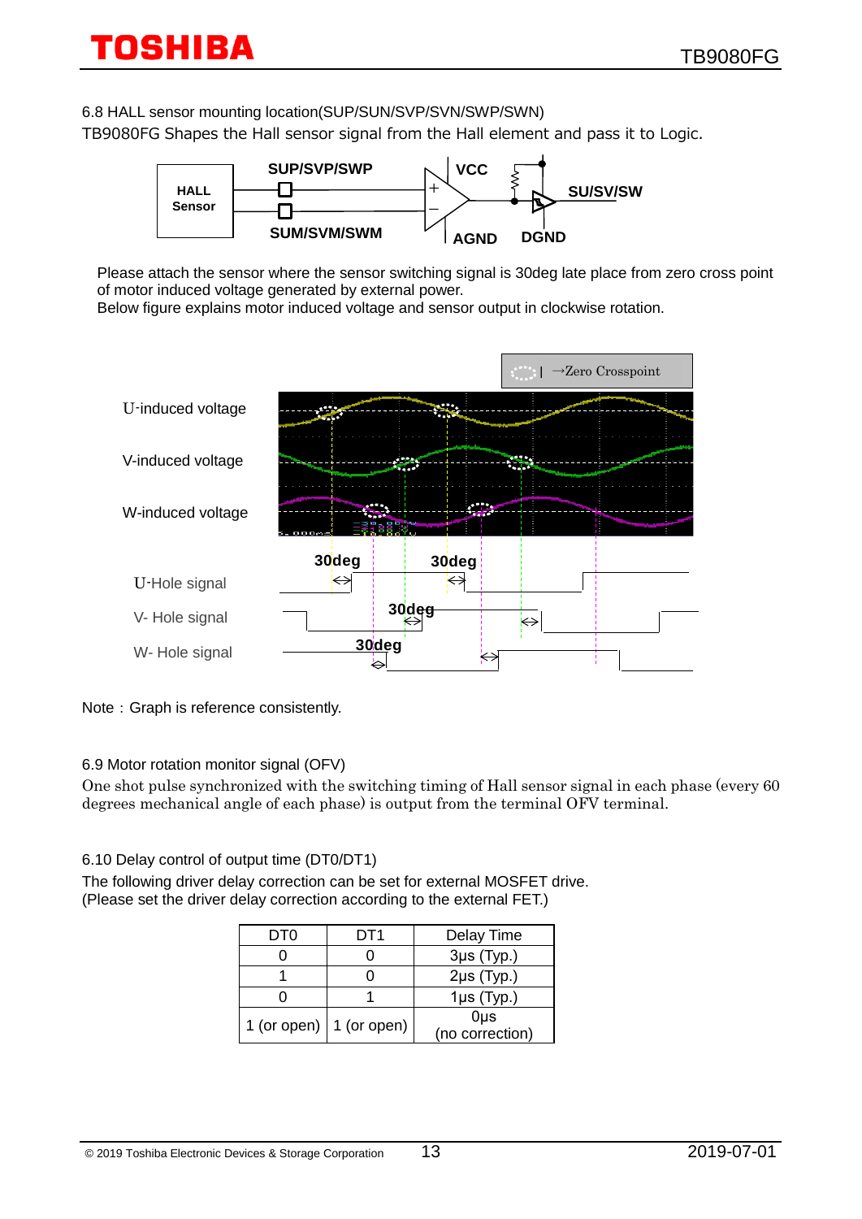### 6.8 HALL sensor mounting location(SUP/SUN/SVP/SVN/SWP/SWN)

TB9080FG Shapes the Hall sensor signal from the Hall element and pass it to Logic.

HALL Sensor
SUP/SVP/SWP
SUM/SVM/SWM
VCC
AGND
DGND
SU/SV/SW

Please attach the sensor where the sensor switching signal is 30deg late place from zero cross point of motor induced voltage generated by external power.
Below figure explains motor induced voltage and sensor output in clockwise rotation.

→Zero Crosspoint
U-induced voltage
V-induced voltage
W-induced voltage
U-Hole signal
V- Hole signal
W- Hole signal
30deg
30deg
30deg
30deg

Note：Graph is reference consistently.

### 6.9 Motor rotation monitor signal (OFV)

One shot pulse synchronized with the switching timing of Hall sensor signal in each phase (every 60 degrees mechanical angle of each phase) is output from the terminal OFV terminal.

### 6.10 Delay control of output time (DT0/DT1)

The following driver delay correction can be set for external MOSFET drive.
(Please set the driver delay correction according to the external FET.)

| DT0 | DT1 | Delay Time |
|---|---|---|
| 0 | 0 | 3μs (Typ.) |
| 1 | 0 | 2μs (Typ.) |
| 0 | 1 | 1μs (Typ.) |
| 1 (or open) | 1 (or open) | 0μs (no correction) |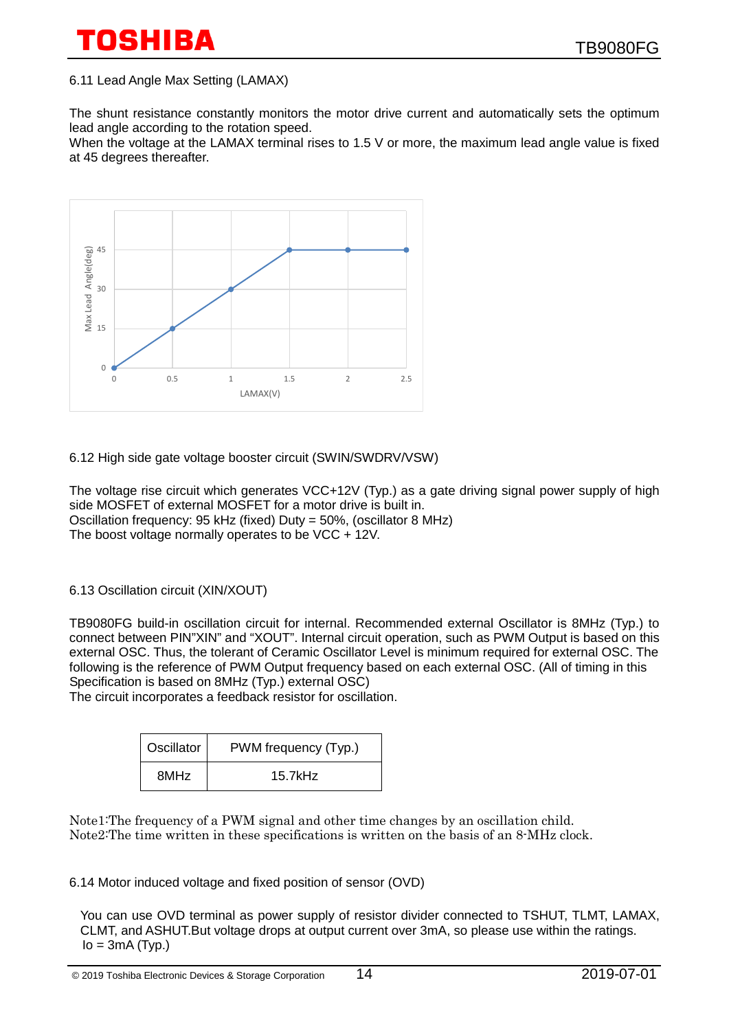6.11 Lead Angle Max Setting (LAMAX)

The shunt resistance constantly monitors the motor drive current and automatically sets the optimum lead angle according to the rotation speed.
When the voltage at the LAMAX terminal rises to 1.5 V or more, the maximum lead angle value is fixed at 45 degrees thereafter.

Max Lead Angle(deg)
45
30
15
0
0 0.5 1 1.5 2 2.5
LAMAX(V)

6.12 High side gate voltage booster circuit (SWIN/SWDRV/VSW)

The voltage rise circuit which generates VCC+12V (Typ.) as a gate driving signal power supply of high side MOSFET of external MOSFET for a motor drive is built in.
Oscillation frequency: 95 kHz (fixed) Duty = 50%, (oscillator 8 MHz)
The boost voltage normally operates to be VCC + 12V.

6.13 Oscillation circuit (XIN/XOUT)

TB9080FG build-in oscillation circuit for internal. Recommended external Oscillator is 8MHz (Typ.) to connect between PIN"XIN" and "XOUT". Internal circuit operation, such as PWM Output is based on this external OSC. Thus, the tolerant of Ceramic Oscillator Level is minimum required for external OSC. The following is the reference of PWM Output frequency based on each external OSC. (All of timing in this Specification is based on 8MHz (Typ.) external OSC)
The circuit incorporates a feedback resistor for oscillation.

| Oscillator | PWM frequency (Typ.) |
|---|---|
| 8MHz | 15.7kHz |

Note1:The frequency of a PWM signal and other time changes by an oscillation child.
Note2:The time written in these specifications is written on the basis of an 8-MHz clock.

6.14 Motor induced voltage and fixed position of sensor (OVD)

You can use OVD terminal as power supply of resistor divider connected to TSHUT, TLMT, LAMAX, CLMT, and ASHUT.But voltage drops at output current over 3mA, so please use within the ratings.
Io = 3mA (Typ.)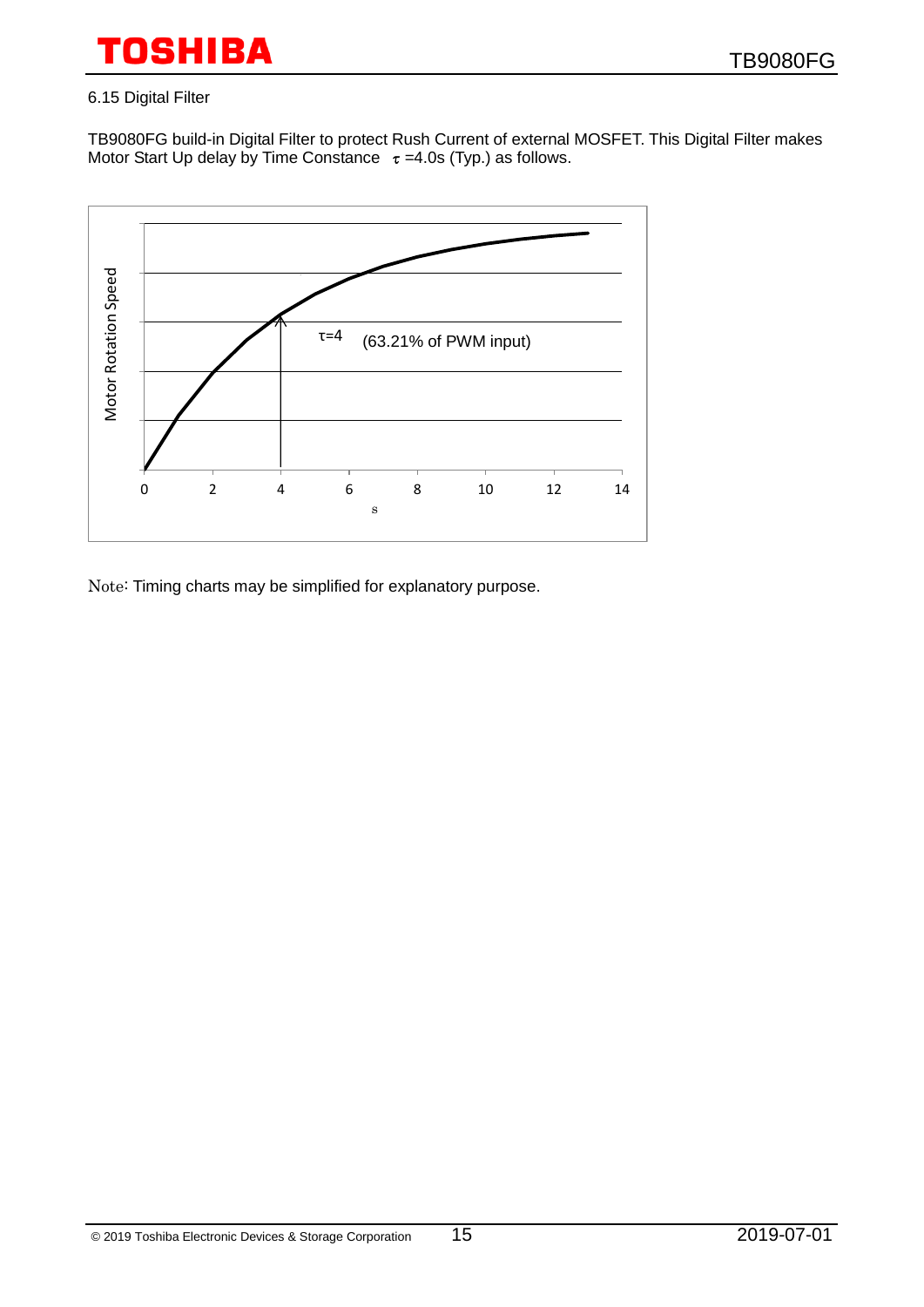### 6.15 Digital Filter

TB9080FG build-in Digital Filter to protect Rush Current of external MOSFET. This Digital Filter makes Motor Start Up delay by Time Constance $\tau$ =4.0s (Typ.) as follows.

Motor Rotation Speed

τ=4 (63.21% of PWM input)

0 2 4 6 8 10 12 14

s

Note: Timing charts may be simplified for explanatory purpose.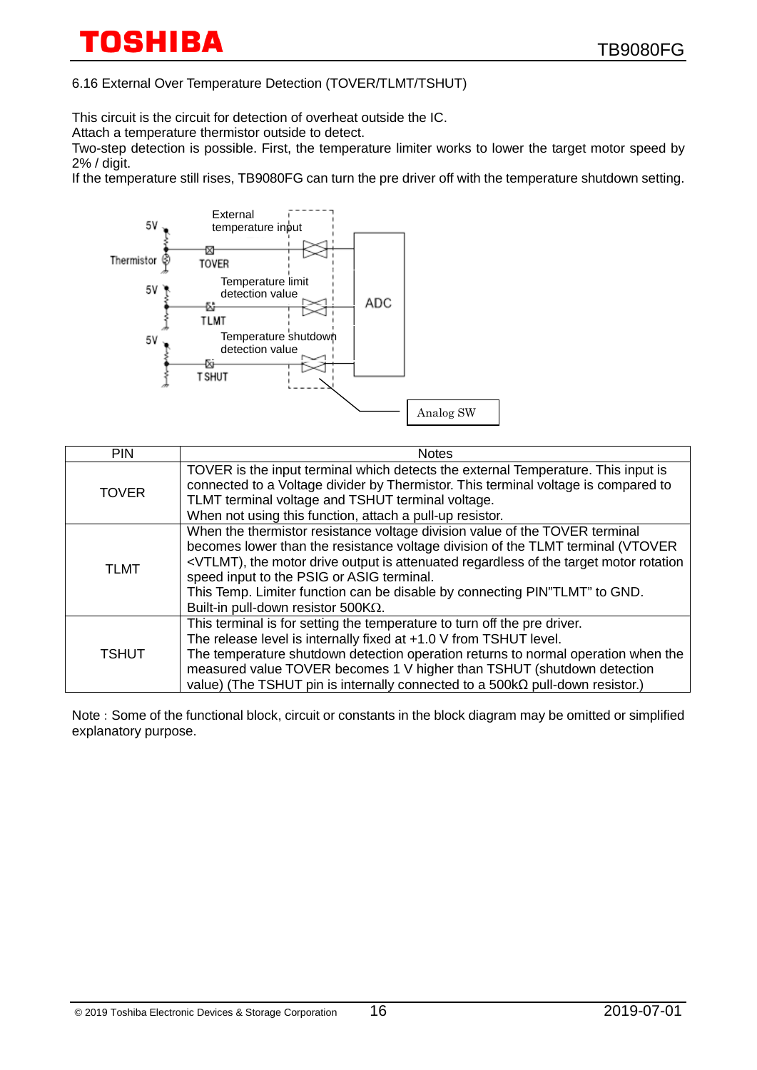6.16 External Over Temperature Detection (TOVER/TLMT/TSHUT)

This circuit is the circuit for detection of overheat outside the IC.
Attach a temperature thermistor outside to detect.
Two-step detection is possible. First, the temperature limiter works to lower the target motor speed by 2% / digit.
If the temperature still rises, TB9080FG can turn the pre driver off with the temperature shutdown setting.

5V
Thermistor
External temperature input
TOVER
5V
Temperature limit detection value
TLMT
5V
Temperature shutdown detection value
TSHUT
ADC
Analog SW

| PIN | Notes |
|---|---|
| TOVER | TOVER is the input terminal which detects the external Temperature. This input is connected to a Voltage divider by Thermistor. This terminal voltage is compared to TLMT terminal voltage and TSHUT terminal voltage.<br>When not using this function, attach a pull-up resistor. |
| TLMT | When the thermistor resistance voltage division value of the TOVER terminal becomes lower than the resistance voltage division of the TLMT terminal (VTOVER <VTLMT), the motor drive output is attenuated regardless of the target motor rotation speed input to the PSIG or ASIG terminal.<br>This Temp. Limiter function can be disable by connecting PIN"TLMT" to GND.<br>Built-in pull-down resistor 500KΩ. |
| TSHUT | This terminal is for setting the temperature to turn off the pre driver.<br>The release level is internally fixed at +1.0 V from TSHUT level.<br>The temperature shutdown detection operation returns to normal operation when the measured value TOVER becomes 1 V higher than TSHUT (shutdown detection value) (The TSHUT pin is internally connected to a 500kΩ pull-down resistor.) |

Note : Some of the functional block, circuit or constants in the block diagram may be omitted or simplified explanatory purpose.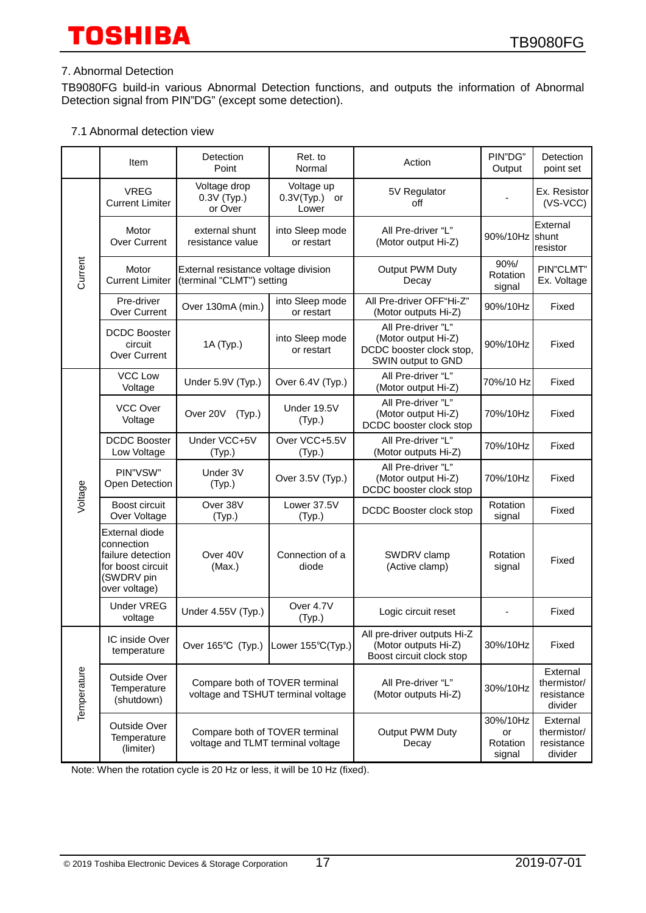## 7. Abnormal Detection

TB9080FG build-in various Abnormal Detection functions, and outputs the information of Abnormal Detection signal from PIN"DG" (except some detection).

### 7.1 Abnormal detection view

| | Item | Detection Point | Ret. to Normal | Action | PIN"DG" Output | Detection point set |
|---|---|---|---|---|---|---|
| Current | VREG Current Limiter | Voltage drop 0.3V (Typ.) or Over | Voltage up 0.3V(Typ.) or Lower | 5V Regulator off | - | Ex. Resistor (VS-VCC) |
| | Motor Over Current | external shunt resistance value | into Sleep mode or restart | All Pre-driver "L" (Motor output Hi-Z) | 90%/10Hz | External shunt resistor |
| | Motor Current Limiter | External resistance voltage division (terminal "CLMT") setting | | Output PWM Duty Decay | 90%/ Rotation signal | PIN"CLMT" Ex. Voltage |
| | Pre-driver Over Current | Over 130mA (min.) | into Sleep mode or restart | All Pre-driver OFF"Hi-Z" (Motor outputs Hi-Z) | 90%/10Hz | Fixed |
| | DCDC Booster circuit Over Current | 1A (Typ.) | into Sleep mode or restart | All Pre-driver "L" (Motor output Hi-Z) DCDC booster clock stop, SWIN output to GND | 90%/10Hz | Fixed |
| Voltage | VCC Low Voltage | Under 5.9V (Typ.) | Over 6.4V (Typ.) | All Pre-driver "L" (Motor output Hi-Z) | 70%/10 Hz | Fixed |
| | VCC Over Voltage | Over 20V (Typ.) | Under 19.5V (Typ.) | All Pre-driver "L" (Motor output Hi-Z) DCDC booster clock stop | 70%/10Hz | Fixed |
| | DCDC Booster Low Voltage | Under VCC+5V (Typ.) | Over VCC+5.5V (Typ.) | All Pre-driver "L" (Motor outputs Hi-Z) | 70%/10Hz | Fixed |
| | PIN"VSW" Open Detection | Under 3V (Typ.) | Over 3.5V (Typ.) | All Pre-driver "L" (Motor output Hi-Z) DCDC booster clock stop | 70%/10Hz | Fixed |
| | Boost circuit Over Voltage | Over 38V (Typ.) | Lower 37.5V (Typ.) | DCDC Booster clock stop | Rotation signal | Fixed |
| | External diode connection failure detection for boost circuit (SWDRV pin over voltage) | Over 40V (Max.) | Connection of a diode | SWDRV clamp (Active clamp) | Rotation signal | Fixed |
| | Under VREG voltage | Under 4.55V (Typ.) | Over 4.7V (Typ.) | Logic circuit reset | - | Fixed |
| Temperature | IC inside Over temperature | Over 165℃ (Typ.) | Lower 155℃(Typ.) | All pre-driver outputs Hi-Z (Motor outputs Hi-Z) Boost circuit clock stop | 30%/10Hz | Fixed |
| | Outside Over Temperature (shutdown) | Compare both of TOVER terminal voltage and TSHUT terminal voltage | | All Pre-driver "L" (Motor outputs Hi-Z) | 30%/10Hz | External thermistor/ resistance divider |
| | Outside Over Temperature (limiter) | Compare both of TOVER terminal voltage and TLMT terminal voltage | | Output PWM Duty Decay | 30%/10Hz or Rotation signal | External thermistor/ resistance divider |

Note: When the rotation cycle is 20 Hz or less, it will be 10 Hz (fixed).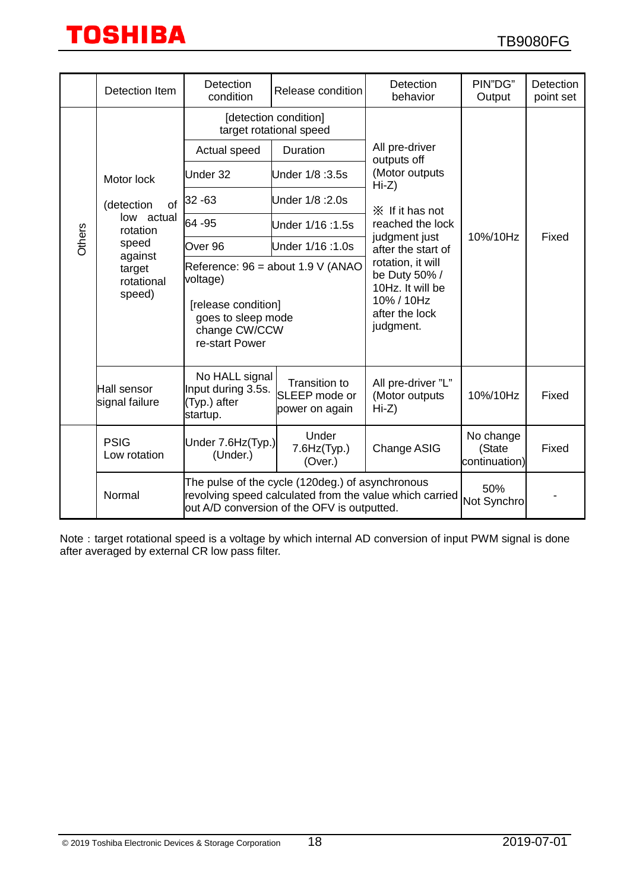| | Detection Item | Detection condition | Release condition | Detection behavior | PIN"DG" Output | Detection point set |
|---|---|---|---|---|---|---|
| Others | Motor lock (detection of low actual rotation speed against target rotational speed) | [detection condition] target rotational speed<br>Actual speed / Duration<br>Under 32 / Under 1/8 :3.5s<br>32 -63 / Under 1/8 :2.0s<br>64 -95 / Under 1/16 :1.5s<br>Over 96 / Under 1/16 :1.0s<br>Reference: 96 = about 1.9 V (ANAO voltage)<br>[release condition]<br>goes to sleep mode<br>change CW/CCW<br>re-start Power | | All pre-driver outputs off (Motor outputs Hi-Z)<br>※ If it has not reached the lock judgment just after the start of rotation, it will be Duty 50% / 10Hz. It will be 10% / 10Hz after the lock judgment. | 10%/10Hz | Fixed |
| | Hall sensor signal failure | No HALL signal Input during 3.5s. (Typ.) after startup. | Transition to SLEEP mode or power on again | All pre-driver "L" (Motor outputs Hi-Z) | 10%/10Hz | Fixed |
| | PSIG Low rotation | Under 7.6Hz(Typ.) (Under.) | Under 7.6Hz(Typ.) (Over.) | Change ASIG | No change (State continuation) | Fixed |
| | Normal | The pulse of the cycle (120deg.) of asynchronous revolving speed calculated from the value which carried out A/D conversion of the OFV is outputted. | | | 50% Not Synchro | - |

Note : target rotational speed is a voltage by which internal AD conversion of input PWM signal is done after averaged by external CR low pass filter.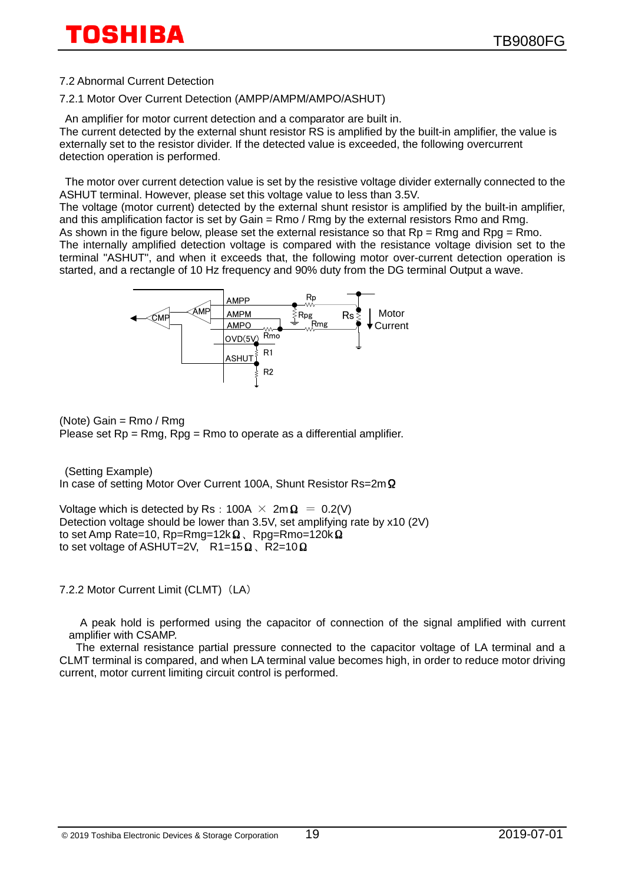### 7.2 Abnormal Current Detection

#### 7.2.1 Motor Over Current Detection (AMPP/AMPM/AMPO/ASHUT)

An amplifier for motor current detection and a comparator are built in.
The current detected by the external shunt resistor RS is amplified by the built-in amplifier, the value is externally set to the resistor divider. If the detected value is exceeded, the following overcurrent detection operation is performed.

The motor over current detection value is set by the resistive voltage divider externally connected to the ASHUT terminal. However, please set this voltage value to less than 3.5V.
The voltage (motor current) detected by the external shunt resistor is amplified by the built-in amplifier, and this amplification factor is set by Gain = Rmo / Rmg by the external resistors Rmo and Rmg.
As shown in the figure below, please set the external resistance so that Rp = Rmg and Rpg = Rmo.
The internally amplified detection voltage is compared with the resistance voltage division set to the terminal "ASHUT", and when it exceeds that, the following motor over-current detection operation is started, and a rectangle of 10 Hz frequency and 90% duty from the DG terminal Output a wave.

(Note) Gain = Rmo / Rmg
Please set Rp = Rmg, Rpg = Rmo to operate as a differential amplifier.

(Setting Example)
In case of setting Motor Over Current 100A, Shunt Resistor Rs=2mΩ

Voltage which is detected by Rs : 100A × 2mΩ = 0.2(V)
Detection voltage should be lower than 3.5V, set amplifying rate by x10 (2V)
to set Amp Rate=10, Rp=Rmg=12kΩ、Rpg=Rmo=120kΩ
to set voltage of ASHUT=2V, R1=15Ω、R2=10Ω

#### 7.2.2 Motor Current Limit (CLMT)（LA）

A peak hold is performed using the capacitor of connection of the signal amplified with current amplifier with CSAMP.
The external resistance partial pressure connected to the capacitor voltage of LA terminal and a CLMT terminal is compared, and when LA terminal value becomes high, in order to reduce motor driving current, motor current limiting circuit control is performed.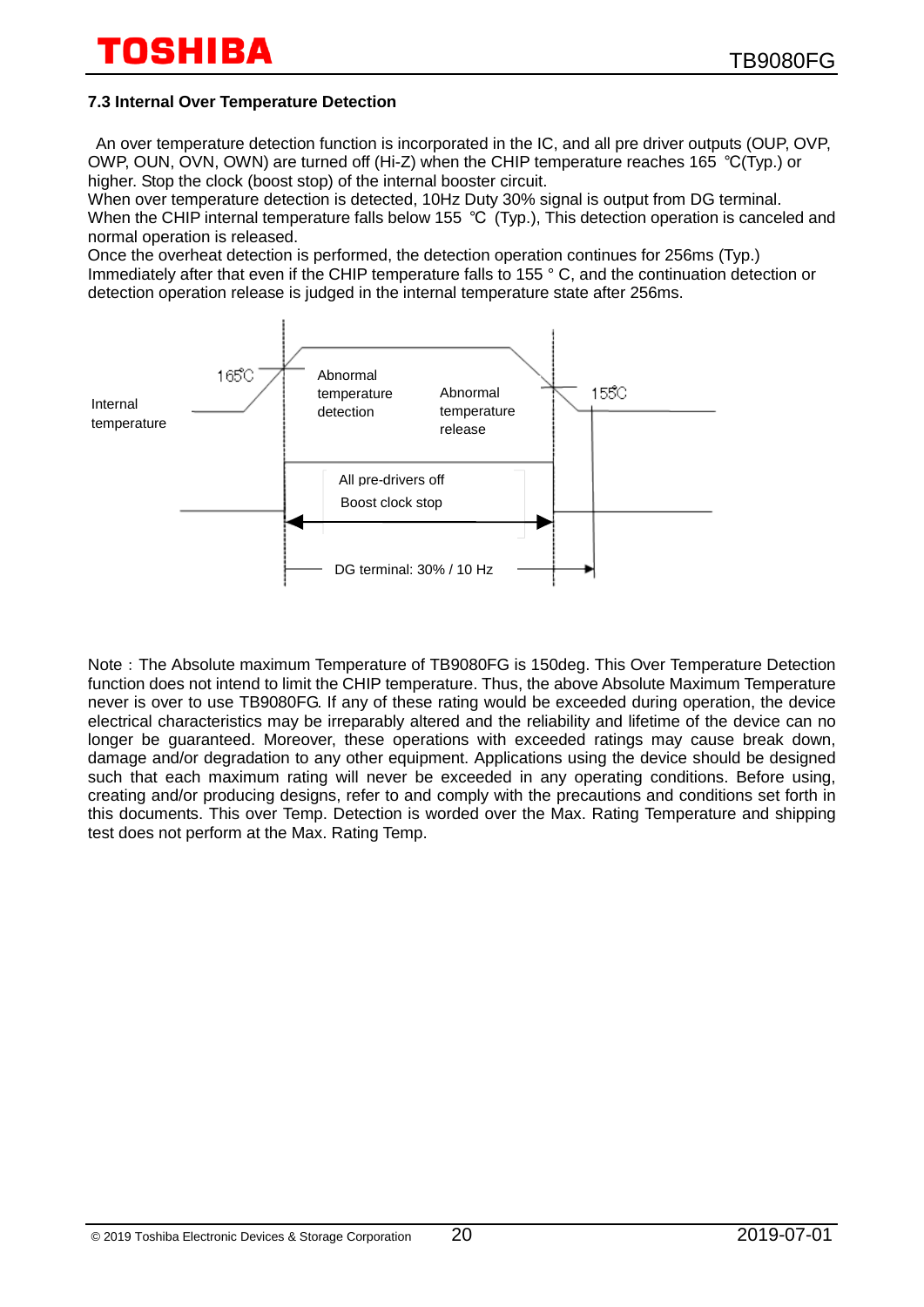### 7.3 Internal Over Temperature Detection

An over temperature detection function is incorporated in the IC, and all pre driver outputs (OUP, OVP, OWP, OUN, OVN, OWN) are turned off (Hi-Z) when the CHIP temperature reaches 165 ℃(Typ.) or higher. Stop the clock (boost stop) of the internal booster circuit.
When over temperature detection is detected, 10Hz Duty 30% signal is output from DG terminal.
When the CHIP internal temperature falls below 155 ℃ (Typ.), This detection operation is canceled and normal operation is released.
Once the overheat detection is performed, the detection operation continues for 256ms (Typ.)
Immediately after that even if the CHIP temperature falls to 155 ° C, and the continuation detection or detection operation release is judged in the internal temperature state after 256ms.

165℃

Abnormal temperature detection

Abnormal temperature release

155℃

Internal temperature

All pre-drivers off

Boost clock stop

DG terminal: 30% / 10 Hz

Note : The Absolute maximum Temperature of TB9080FG is 150deg. This Over Temperature Detection function does not intend to limit the CHIP temperature. Thus, the above Absolute Maximum Temperature never is over to use TB9080FG. If any of these rating would be exceeded during operation, the device electrical characteristics may be irreparably altered and the reliability and lifetime of the device can no longer be guaranteed. Moreover, these operations with exceeded ratings may cause break down, damage and/or degradation to any other equipment. Applications using the device should be designed such that each maximum rating will never be exceeded in any operating conditions. Before using, creating and/or producing designs, refer to and comply with the precautions and conditions set forth in this documents. This over Temp. Detection is worded over the Max. Rating Temperature and shipping test does not perform at the Max. Rating Temp.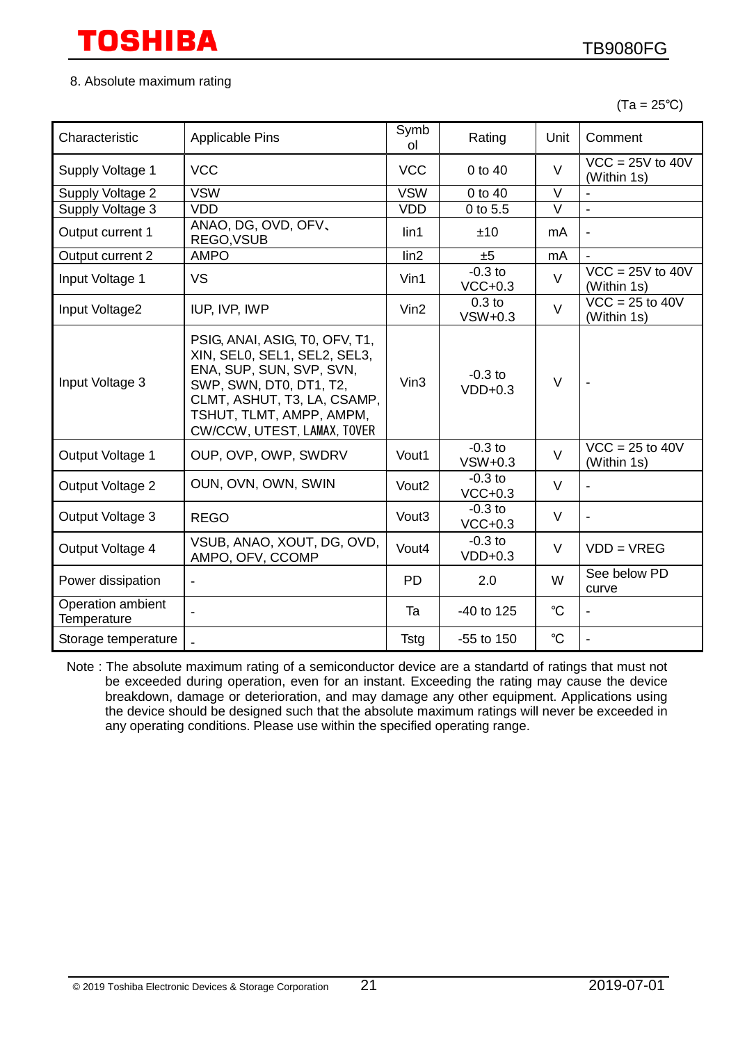## 8. Absolute maximum rating

(Ta = 25℃)

| Characteristic | Applicable Pins | Symbol | Rating | Unit | Comment |
|---|---|---|---|---|---|
| Supply Voltage 1 | VCC | VCC | 0 to 40 | V | VCC = 25V to 40V (Within 1s) |
| Supply Voltage 2 | VSW | VSW | 0 to 40 | V | - |
| Supply Voltage 3 | VDD | VDD | 0 to 5.5 | V | - |
| Output current 1 | ANAO, DG, OVD, OFV、REGO,VSUB | Iin1 | ±10 | mA | - |
| Output current 2 | AMPO | Iin2 | ±5 | mA | - |
| Input Voltage 1 | VS | Vin1 | -0.3 to VCC+0.3 | V | VCC = 25V to 40V (Within 1s) |
| Input Voltage2 | IUP, IVP, IWP | Vin2 | 0.3 to VSW+0.3 | V | VCC = 25 to 40V (Within 1s) |
| Input Voltage 3 | PSIG, ANAI, ASIG, T0, OFV, T1, XIN, SEL0, SEL1, SEL2, SEL3, ENA, SUP, SUN, SVP, SVN, SWP, SWN, DT0, DT1, T2, CLMT, ASHUT, T3, LA, CSAMP, TSHUT, TLMT, AMPP, AMPM, CW/CCW, UTEST, LAMAX, TOVER | Vin3 | -0.3 to VDD+0.3 | V | - |
| Output Voltage 1 | OUP, OVP, OWP, SWDRV | Vout1 | -0.3 to VSW+0.3 | V | VCC = 25 to 40V (Within 1s) |
| Output Voltage 2 | OUN, OVN, OWN, SWIN | Vout2 | -0.3 to VCC+0.3 | V | - |
| Output Voltage 3 | REGO | Vout3 | -0.3 to VCC+0.3 | V | - |
| Output Voltage 4 | VSUB, ANAO, XOUT, DG, OVD, AMPO, OFV, CCOMP | Vout4 | -0.3 to VDD+0.3 | V | VDD = VREG |
| Power dissipation | - | PD | 2.0 | W | See below PD curve |
| Operation ambient Temperature | - | Ta | -40 to 125 | ℃ | - |
| Storage temperature | - | Tstg | -55 to 150 | ℃ | - |

Note : The absolute maximum rating of a semiconductor device are a standartd of ratings that must not be exceeded during operation, even for an instant. Exceeding the rating may cause the device breakdown, damage or deterioration, and may damage any other equipment. Applications using the device should be designed such that the absolute maximum ratings will never be exceeded in any operating conditions. Please use within the specified operating range.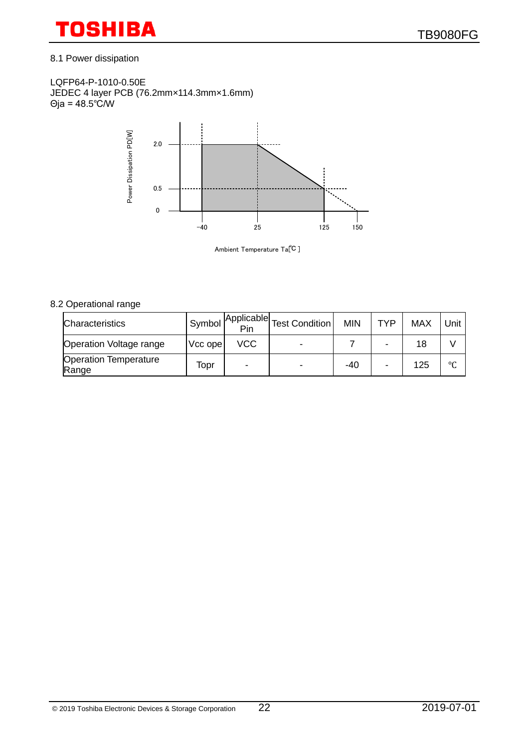8.1 Power dissipation

LQFP64-P-1010-0.50E
JEDEC 4 layer PCB (76.2mm×114.3mm×1.6mm)
Θja = 48.5℃/W

Power Dissipation PD[W]
2.0
0.5
0
−40
25
125
150
Ambient Temperature Ta[℃]

8.2 Operational range

| Characteristics | Symbol | Applicable Pin | Test Condition | MIN | TYP | MAX | Unit |
|---|---|---|---|---|---|---|---|
| Operation Voltage range | Vcc ope | VCC | - | 7 | - | 18 | V |
| Operation Temperature Range | Topr | - | - | -40 | - | 125 | ℃ |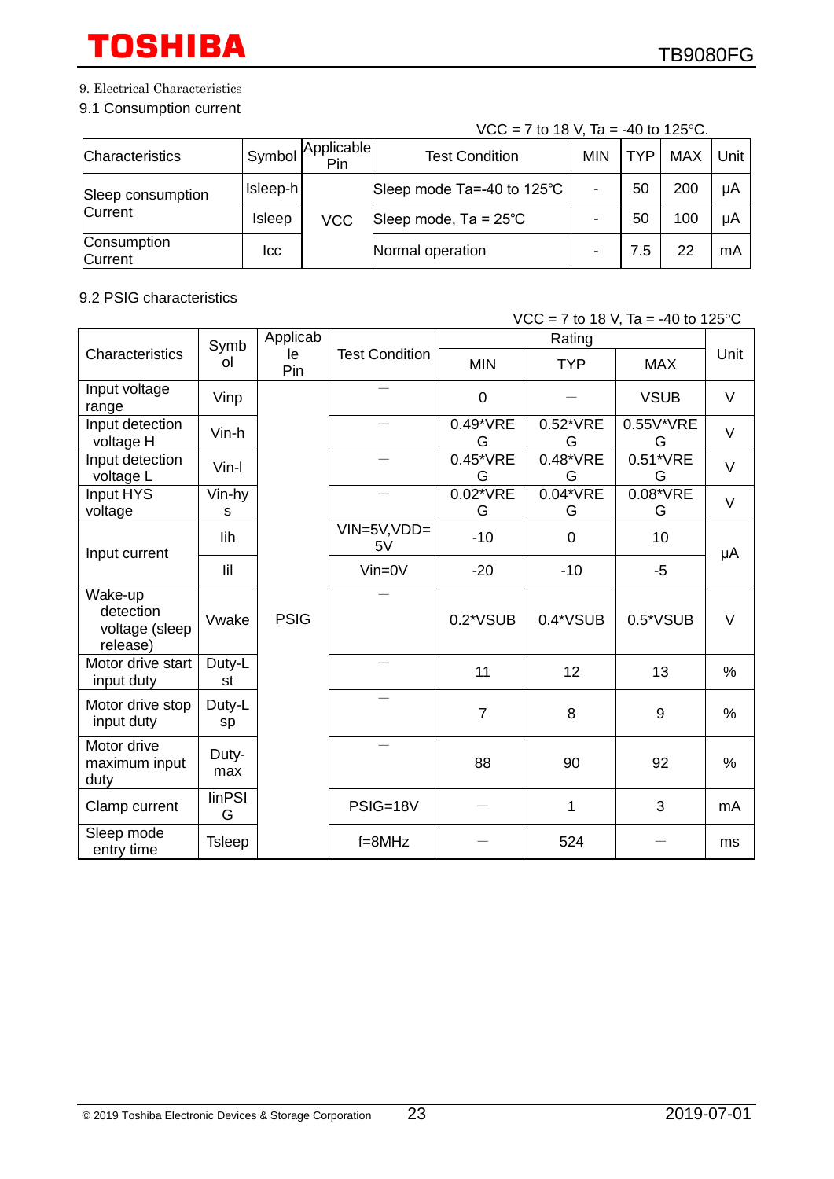9. Electrical Characteristics

## 9.1 Consumption current

VCC = 7 to 18 V, Ta = -40 to 125°C.

| Characteristics | Symbol | Applicable Pin | Test Condition | MIN | TYP | MAX | Unit |
|---|---|---|---|---|---|---|---|
| Sleep consumption Current | Isleep-h | VCC | Sleep mode Ta=-40 to 125℃ | - | 50 | 200 | μA |
| | Isleep | | Sleep mode, Ta = 25℃ | - | 50 | 100 | μA |
| Consumption Current | Icc | | Normal operation | - | 7.5 | 22 | mA |

## 9.2 PSIG characteristics

VCC = 7 to 18 V, Ta = -40 to 125°C

| Characteristics | Symbol | Applicable Pin | Test Condition | Rating | | | Unit |
|---|---|---|---|---|---|---|---|
| | | | | MIN | TYP | MAX | |
| Input voltage range | Vinp | PSIG | — | 0 | — | VSUB | V |
| Input detection voltage H | Vin-h | | — | 0.49*VREG | 0.52*VREG | 0.55V*VREG | V |
| Input detection voltage L | Vin-l | | — | 0.45*VREG | 0.48*VREG | 0.51*VREG | V |
| Input HYS voltage | Vin-hys | | — | 0.02*VREG | 0.04*VREG | 0.08*VREG | V |
| Input current | Iih | | VIN=5V,VDD=5V | -10 | 0 | 10 | μA |
| | Iil | | Vin=0V | -20 | -10 | -5 | |
| Wake-up detection voltage (sleep release) | Vwake | | — | 0.2*VSUB | 0.4*VSUB | 0.5*VSUB | V |
| Motor drive start input duty | Duty-Lst | | — | 11 | 12 | 13 | % |
| Motor drive stop input duty | Duty-Lsp | | — | 7 | 8 | 9 | % |
| Motor drive maximum input duty | Duty-max | | — | 88 | 90 | 92 | % |
| Clamp current | IinPSIG | | PSIG=18V | — | 1 | 3 | mA |
| Sleep mode entry time | Tsleep | | f=8MHz | — | 524 | — | ms |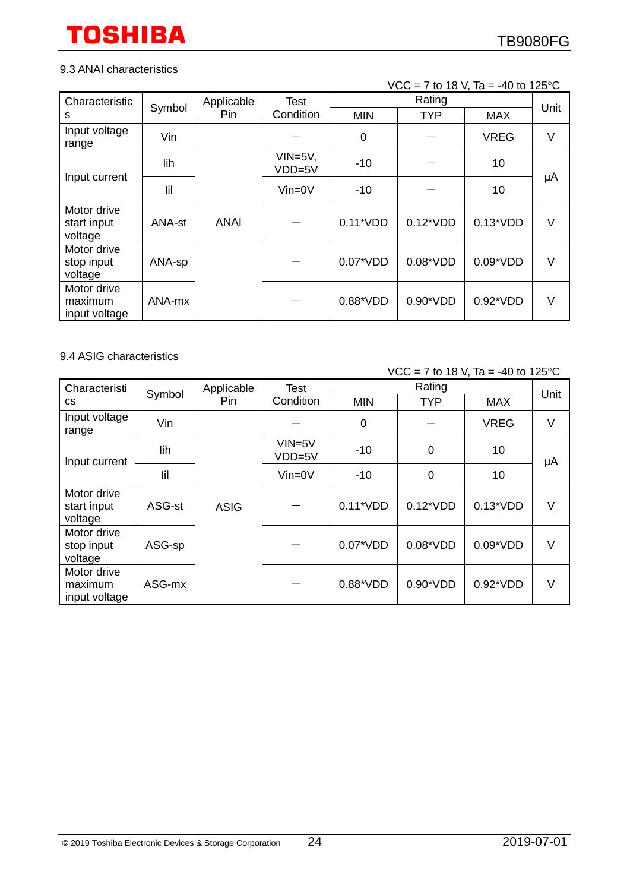### 9.3 ANAI characteristics

VCC = 7 to 18 V, Ta = -40 to 125°C

| Characteristics | Symbol | Applicable Pin | Test Condition | Rating | | | Unit |
|---|---|---|---|---|---|---|---|
| | | | | MIN | TYP | MAX | |
| Input voltage range | Vin | ANAI | — | 0 | — | VREG | V |
| Input current | Iih | ANAI | VIN=5V, VDD=5V | -10 | — | 10 | μA |
| | Iil | ANAI | Vin=0V | -10 | — | 10 | μA |
| Motor drive start input voltage | ANA-st | ANAI | — | 0.11*VDD | 0.12*VDD | 0.13*VDD | V |
| Motor drive stop input voltage | ANA-sp | ANAI | — | 0.07*VDD | 0.08*VDD | 0.09*VDD | V |
| Motor drive maximum input voltage | ANA-mx | ANAI | — | 0.88*VDD | 0.90*VDD | 0.92*VDD | V |

### 9.4 ASIG characteristics

VCC = 7 to 18 V, Ta = -40 to 125°C

| Characteristics | Symbol | Applicable Pin | Test Condition | Rating | | | Unit |
|---|---|---|---|---|---|---|---|
| | | | | MIN | TYP | MAX | |
| Input voltage range | Vin | ASIG | — | 0 | — | VREG | V |
| Input current | Iih | ASIG | VIN=5V VDD=5V | -10 | 0 | 10 | μA |
| | Iil | ASIG | Vin=0V | -10 | 0 | 10 | μA |
| Motor drive start input voltage | ASG-st | ASIG | — | 0.11*VDD | 0.12*VDD | 0.13*VDD | V |
| Motor drive stop input voltage | ASG-sp | ASIG | — | 0.07*VDD | 0.08*VDD | 0.09*VDD | V |
| Motor drive maximum input voltage | ASG-mx | ASIG | — | 0.88*VDD | 0.90*VDD | 0.92*VDD | V |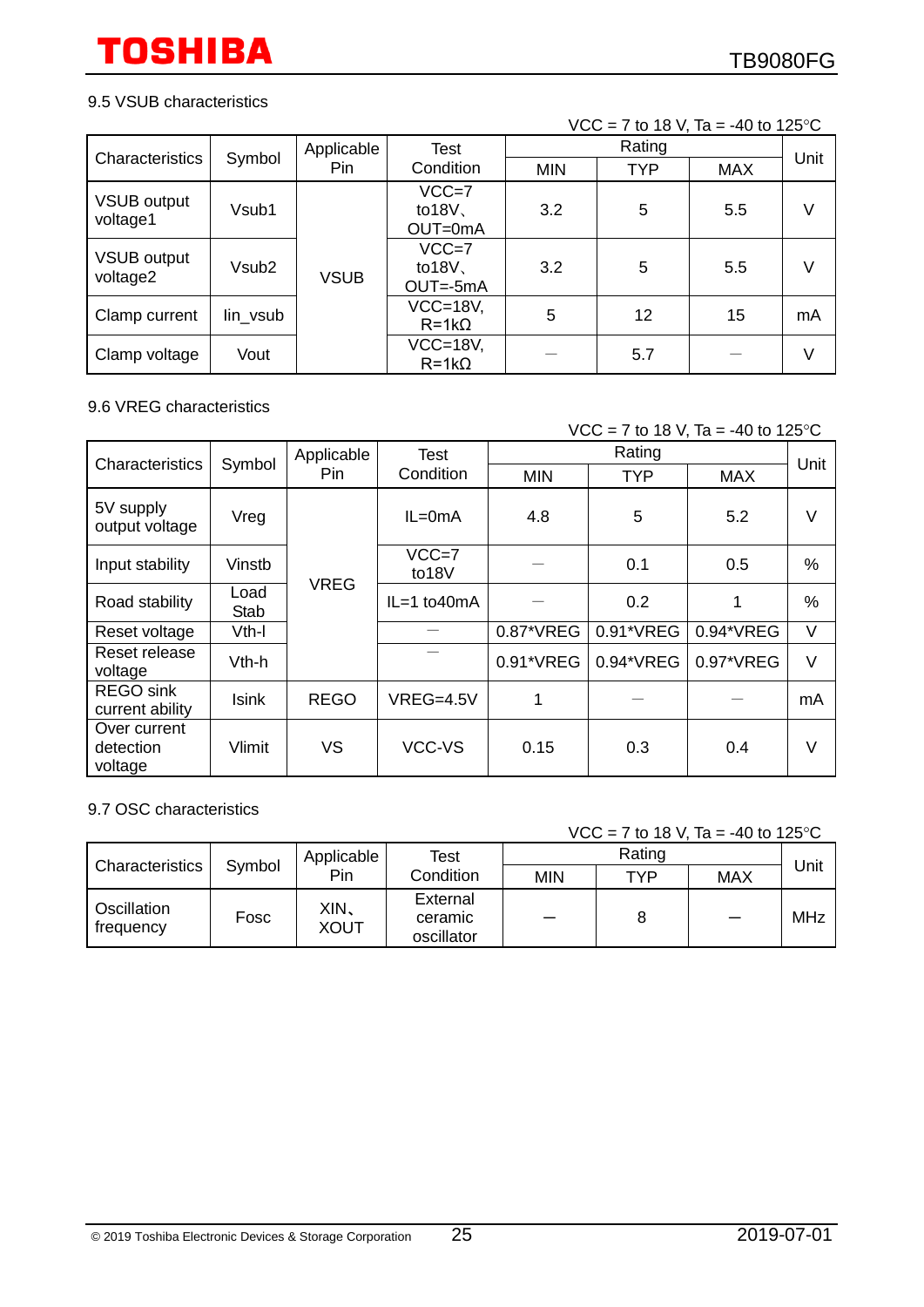9.5 VSUB characteristics

VCC = 7 to 18 V, Ta = -40 to 125°C

| Characteristics | Symbol | Applicable Pin | Test Condition | Rating | | | Unit |
|---|---|---|---|---|---|---|---|
| | | | | MIN | TYP | MAX | |
| VSUB output voltage1 | Vsub1 | VSUB | VCC=7 to18V、OUT=0mA | 3.2 | 5 | 5.5 | V |
| VSUB output voltage2 | Vsub2 | | VCC=7 to18V、OUT=-5mA | 3.2 | 5 | 5.5 | V |
| Clamp current | Iin_vsub | | VCC=18V, R=1kΩ | 5 | 12 | 15 | mA |
| Clamp voltage | Vout | | VCC=18V, R=1kΩ | ― | 5.7 | ― | V |

9.6 VREG characteristics

VCC = 7 to 18 V, Ta = -40 to 125°C

| Characteristics | Symbol | Applicable Pin | Test Condition | Rating | | | Unit |
|---|---|---|---|---|---|---|---|
| | | | | MIN | TYP | MAX | |
| 5V supply output voltage | Vreg | VREG | IL=0mA | 4.8 | 5 | 5.2 | V |
| Input stability | Vinstb | | VCC=7 to18V | ― | 0.1 | 0.5 | % |
| Road stability | Load Stab | | IL=1 to40mA | ― | 0.2 | 1 | % |
| Reset voltage | Vth-l | | ― | 0.87*VREG | 0.91*VREG | 0.94*VREG | V |
| Reset release voltage | Vth-h | | ― | 0.91*VREG | 0.94*VREG | 0.97*VREG | V |
| REGO sink current ability | Isink | REGO | VREG=4.5V | 1 | ― | ― | mA |
| Over current detection voltage | Vlimit | VS | VCC-VS | 0.15 | 0.3 | 0.4 | V |

9.7 OSC characteristics

VCC = 7 to 18 V, Ta = -40 to 125°C

| Characteristics | Symbol | Applicable Pin | Test Condition | Rating | | | Unit |
|---|---|---|---|---|---|---|---|
| | | | | MIN | TYP | MAX | |
| Oscillation frequency | Fosc | XIN、XOUT | External ceramic oscillator | ― | 8 | ― | MHz |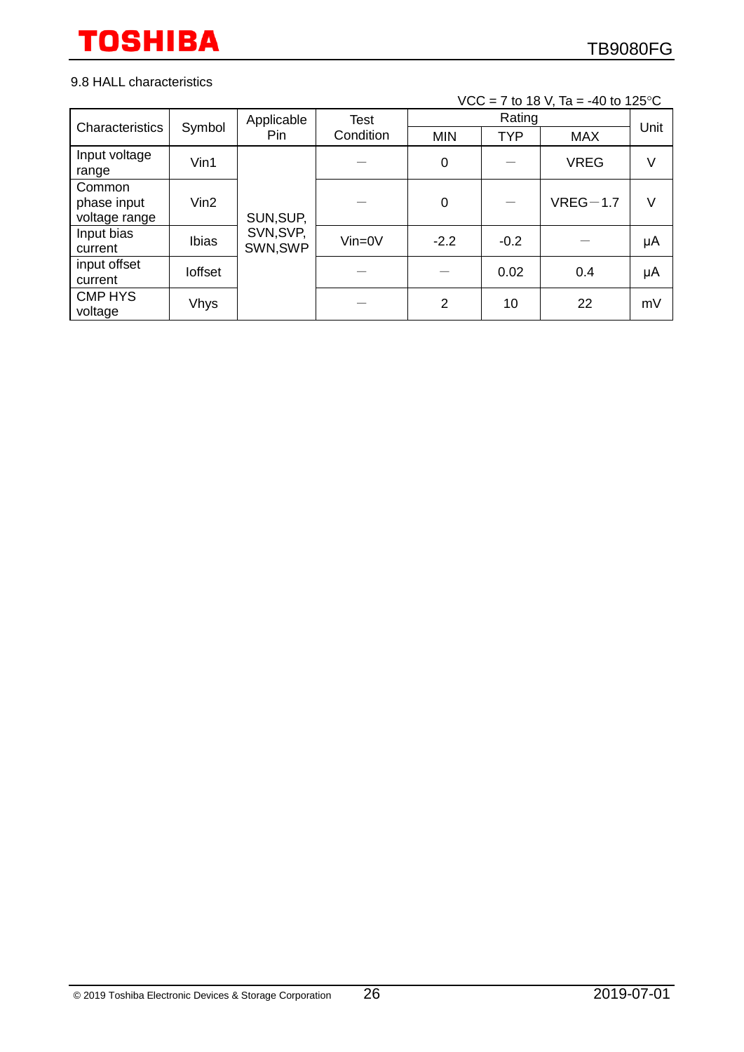9.8 HALL characteristics

VCC = 7 to 18 V, Ta = -40 to 125°C

| Characteristics | Symbol | Applicable Pin | Test Condition | Rating | | | Unit |
|---|---|---|---|---|---|---|---|
| | | | | MIN | TYP | MAX | |
| Input voltage range | Vin1 | SUN,SUP, SVN,SVP, SWN,SWP | ― | 0 | ― | VREG | V |
| Common phase input voltage range | Vin2 | | ― | 0 | ― | VREG－1.7 | V |
| Input bias current | Ibias | | Vin=0V | -2.2 | -0.2 | ― | μA |
| input offset current | Ioffset | | ― | ― | 0.02 | 0.4 | μA |
| CMP HYS voltage | Vhys | | ― | 2 | 10 | 22 | mV |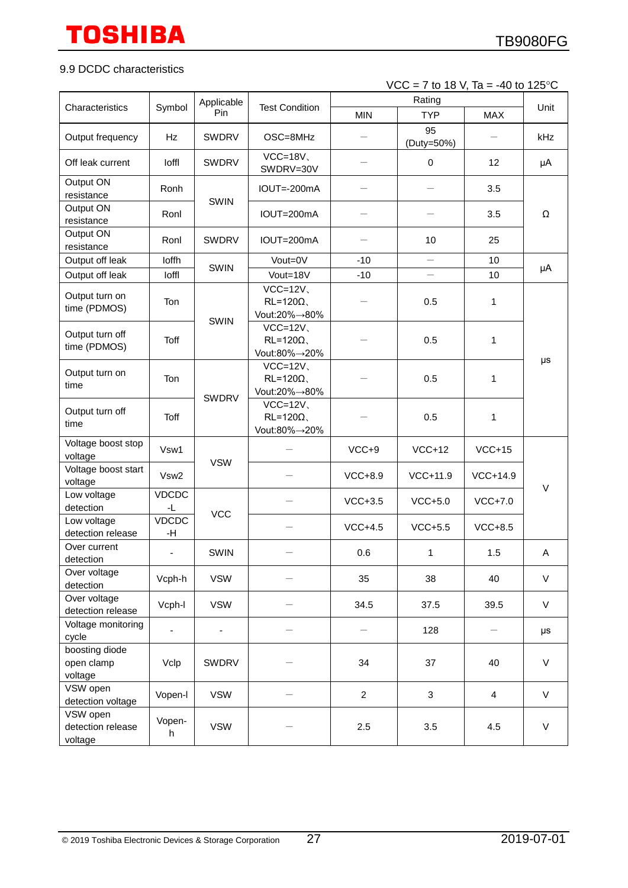## 9.9 DCDC characteristics

VCC = 7 to 18 V, Ta = -40 to 125°C

| Characteristics | Symbol | Applicable Pin | Test Condition | Rating | | | Unit |
|---|---|---|---|---|---|---|---|
| | | | | MIN | TYP | MAX | |
| Output frequency | Hz | SWDRV | OSC=8MHz | — | 95 (Duty=50%) | — | kHz |
| Off leak current | Ioffl | SWDRV | VCC=18V、SWDRV=30V | — | 0 | 12 | μA |
| Output ON resistance | Ronh | SWIN | IOUT=-200mA | — | — | 3.5 | Ω |
| Output ON resistance | Ronl | SWIN | IOUT=200mA | — | — | 3.5 | Ω |
| Output ON resistance | Ronl | SWDRV | IOUT=200mA | — | 10 | 25 | Ω |
| Output off leak | Ioffh | SWIN | Vout=0V | -10 | — | 10 | μA |
| Output off leak | Ioffl | SWIN | Vout=18V | -10 | — | 10 | μA |
| Output turn on time (PDMOS) | Ton | SWIN | VCC=12V、RL=120Ω、Vout:20%→80% | — | 0.5 | 1 | μs |
| Output turn off time (PDMOS) | Toff | SWIN | VCC=12V、RL=120Ω、Vout:80%→20% | — | 0.5 | 1 | μs |
| Output turn on time | Ton | SWDRV | VCC=12V、RL=120Ω、Vout:20%→80% | — | 0.5 | 1 | μs |
| Output turn off time | Toff | SWDRV | VCC=12V、RL=120Ω、Vout:80%→20% | — | 0.5 | 1 | μs |
| Voltage boost stop voltage | Vsw1 | VSW | — | VCC+9 | VCC+12 | VCC+15 | V |
| Voltage boost start voltage | Vsw2 | VSW | — | VCC+8.9 | VCC+11.9 | VCC+14.9 | V |
| Low voltage detection | VDCDC-L | VCC | — | VCC+3.5 | VCC+5.0 | VCC+7.0 | V |
| Low voltage detection release | VDCDC-H | VCC | — | VCC+4.5 | VCC+5.5 | VCC+8.5 | V |
| Over current detection | - | SWIN | — | 0.6 | 1 | 1.5 | A |
| Over voltage detection | Vcph-h | VSW | — | 35 | 38 | 40 | V |
| Over voltage detection release | Vcph-l | VSW | — | 34.5 | 37.5 | 39.5 | V |
| Voltage monitoring cycle | - | - | — | — | 128 | — | μs |
| boosting diode open clamp voltage | Vclp | SWDRV | — | 34 | 37 | 40 | V |
| VSW open detection voltage | Vopen-l | VSW | — | 2 | 3 | 4 | V |
| VSW open detection release voltage | Vopen-h | VSW | — | 2.5 | 3.5 | 4.5 | V |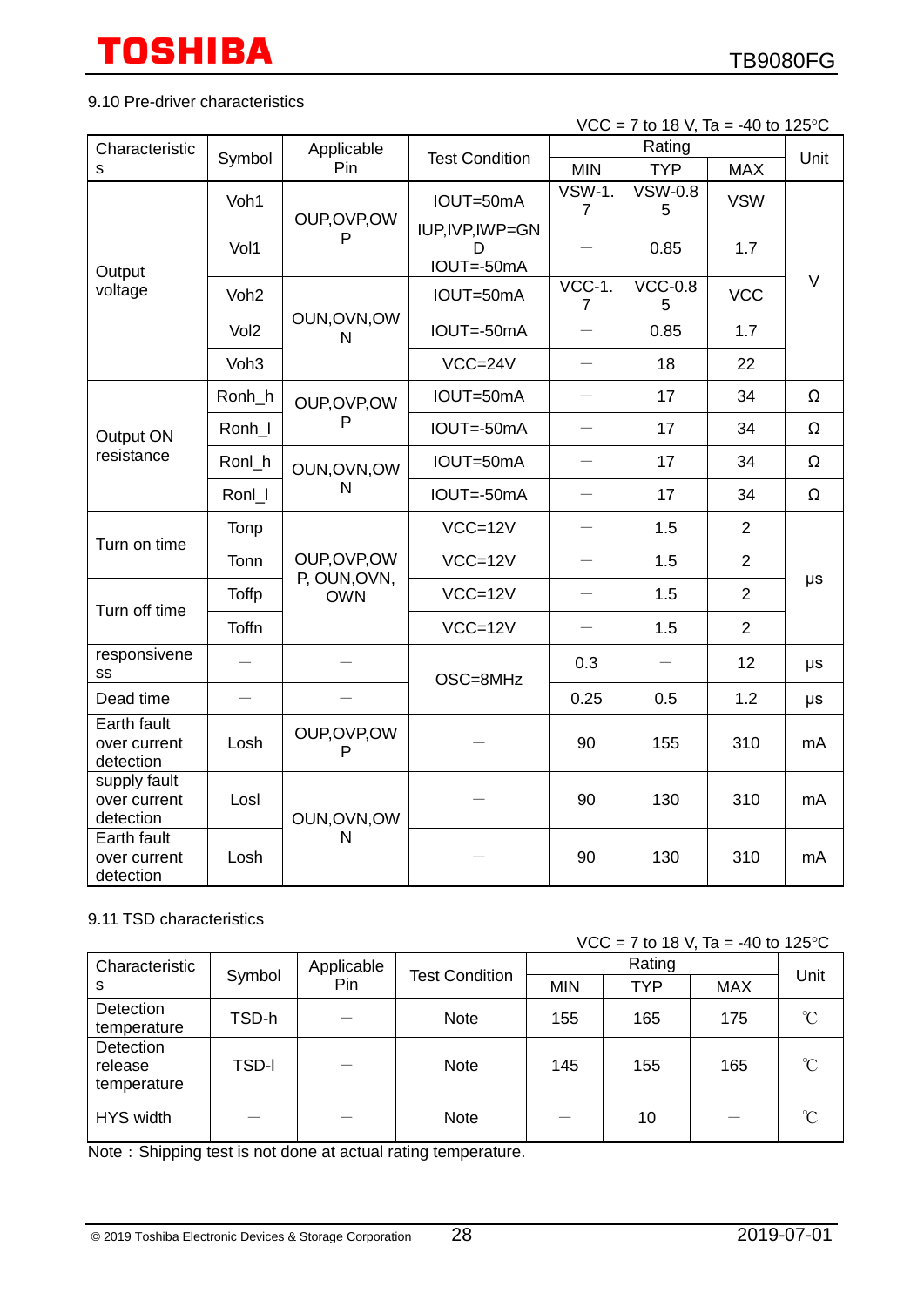### 9.10 Pre-driver characteristics

VCC = 7 to 18 V, Ta = -40 to 125°C

| Characteristics | Symbol | Applicable Pin | Test Condition | Rating | | | Unit |
|---|---|---|---|---|---|---|---|
| | | | | MIN | TYP | MAX | |
| Output voltage | Voh1 | OUP,OVP,OWP | IOUT=50mA | VSW-1.7 | VSW-0.85 | VSW | V |
| | Vol1 | | IUP,IVP,IWP=GND IOUT=-50mA | ― | 0.85 | 1.7 | |
| | Voh2 | OUN,OVN,OWN | IOUT=50mA | VCC-1.7 | VCC-0.85 | VCC | |
| | Vol2 | | IOUT=-50mA | ― | 0.85 | 1.7 | |
| | Voh3 | | VCC=24V | ― | 18 | 22 | |
| Output ON resistance | Ronh_h | OUP,OVP,OWP | IOUT=50mA | ― | 17 | 34 | Ω |
| | Ronh_l | | IOUT=-50mA | ― | 17 | 34 | Ω |
| | Ronl_h | OUN,OVN,OWN | IOUT=50mA | ― | 17 | 34 | Ω |
| | Ronl_l | | IOUT=-50mA | ― | 17 | 34 | Ω |
| Turn on time | Tonp | OUP,OVP,OWP, OUN,OVN, OWN | VCC=12V | ― | 1.5 | 2 | μs |
| | Tonn | | VCC=12V | ― | 1.5 | 2 | |
| Turn off time | Toffp | | VCC=12V | ― | 1.5 | 2 | |
| | Toffn | | VCC=12V | ― | 1.5 | 2 | |
| responsiveness | ― | ― | OSC=8MHz | 0.3 | ― | 12 | μs |
| Dead time | ― | ― | | 0.25 | 0.5 | 1.2 | μs |
| Earth fault over current detection | Losh | OUP,OVP,OWP | ― | 90 | 155 | 310 | mA |
| supply fault over current detection | Losl | OUN,OVN,OWN | ― | 90 | 130 | 310 | mA |
| Earth fault over current detection | Losh | | ― | 90 | 130 | 310 | mA |

### 9.11 TSD characteristics

VCC = 7 to 18 V, Ta = -40 to 125°C

| Characteristics | Symbol | Applicable Pin | Test Condition | Rating | | | Unit |
|---|---|---|---|---|---|---|---|
| | | | | MIN | TYP | MAX | |
| Detection temperature | TSD-h | ― | Note | 155 | 165 | 175 | ℃ |
| Detection release temperature | TSD-l | ― | Note | 145 | 155 | 165 | ℃ |
| HYS width | ― | ― | Note | ― | 10 | ― | ℃ |

Note：Shipping test is not done at actual rating temperature.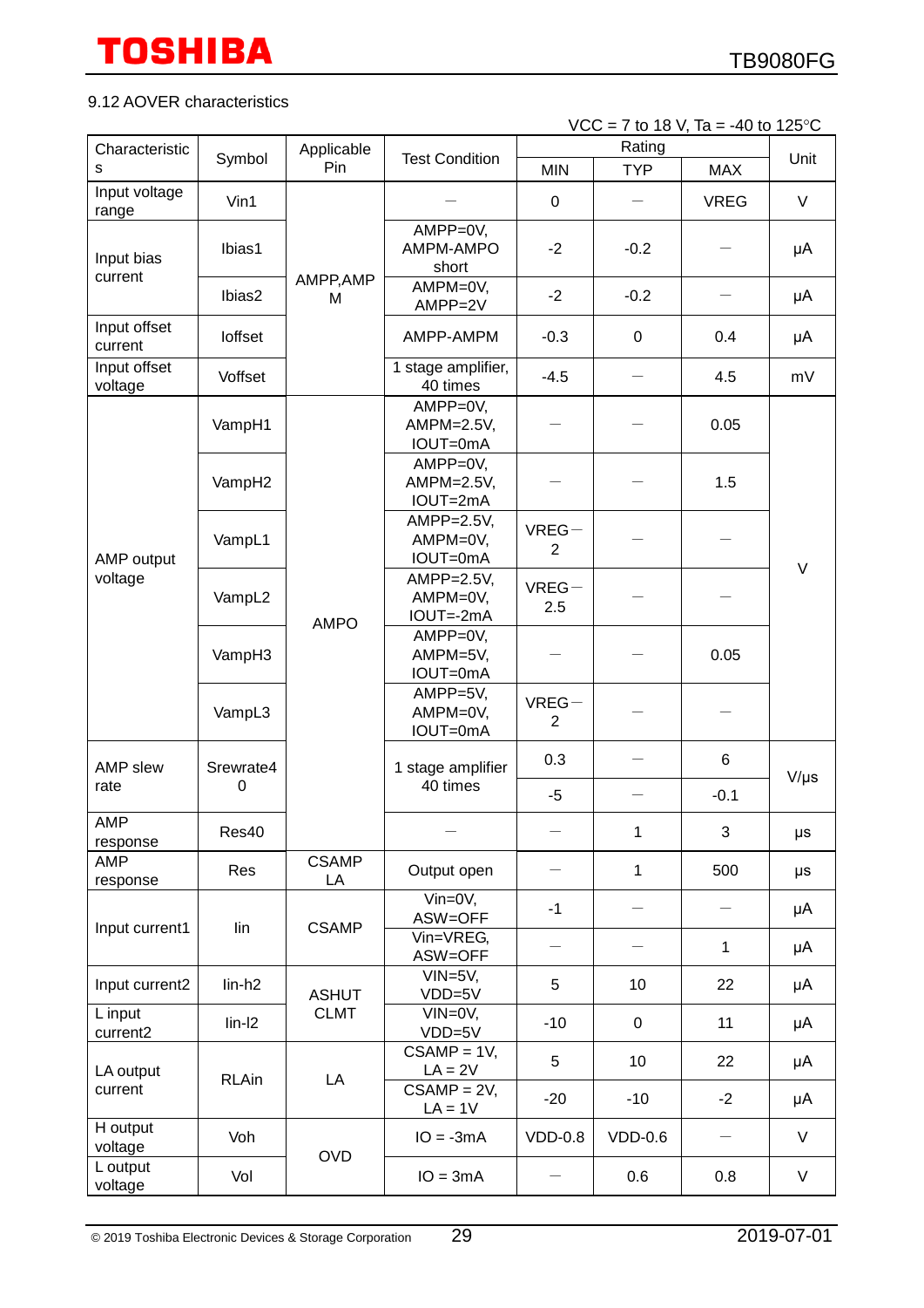### 9.12 AOVER characteristics

VCC = 7 to 18 V, Ta = -40 to 125°C

| Characteristics | Symbol | Applicable Pin | Test Condition | Rating | | | Unit |
|---|---|---|---|---|---|---|---|
| | | | | MIN | TYP | MAX | |
| Input voltage range | Vin1 | AMPP,AMPM | — | 0 | — | VREG | V |
| Input bias current | Ibias1 | AMPP,AMPM | AMPP=0V, AMPM-AMPO short | -2 | -0.2 | — | μA |
| | Ibias2 | AMPP,AMPM | AMPM=0V, AMPP=2V | -2 | -0.2 | — | μA |
| Input offset current | Ioffset | AMPP,AMPM | AMPP-AMPM | -0.3 | 0 | 0.4 | μA |
| Input offset voltage | Voffset | AMPP,AMPM | 1 stage amplifier, 40 times | -4.5 | — | 4.5 | mV |
| AMP output voltage | VampH1 | AMPO | AMPP=0V, AMPM=2.5V, IOUT=0mA | — | — | 0.05 | V |
| | VampH2 | AMPO | AMPP=0V, AMPM=2.5V, IOUT=2mA | — | — | 1.5 | V |
| | VampL1 | AMPO | AMPP=2.5V, AMPM=0V, IOUT=0mA | VREG−2 | — | — | V |
| | VampL2 | AMPO | AMPP=2.5V, AMPM=0V, IOUT=-2mA | VREG−2.5 | — | — | V |
| | VampH3 | AMPO | AMPP=0V, AMPM=5V, IOUT=0mA | — | — | 0.05 | V |
| | VampL3 | AMPO | AMPP=5V, AMPM=0V, IOUT=0mA | VREG−2 | — | — | V |
| AMP slew rate | Srewrate40 | AMPO | 1 stage amplifier 40 times | 0.3 | — | 6 | V/μs |
| | | | | -5 | — | -0.1 | V/μs |
| AMP response | Res40 | AMPO | — | — | 1 | 3 | μs |
| AMP response | Res | CSAMP LA | Output open | — | 1 | 500 | μs |
| Input current1 | Iin | CSAMP | Vin=0V, ASW=OFF | -1 | — | — | μA |
| | | | Vin=VREG, ASW=OFF | — | — | 1 | μA |
| Input current2 | Iin-h2 | ASHUT CLMT | VIN=5V, VDD=5V | 5 | 10 | 22 | μA |
| L input current2 | Iin-l2 | ASHUT CLMT | VIN=0V, VDD=5V | -10 | 0 | 11 | μA |
| LA output current | RLAin | LA | CSAMP = 1V, LA = 2V | 5 | 10 | 22 | μA |
| | | | CSAMP = 2V, LA = 1V | -20 | -10 | -2 | μA |
| H output voltage | Voh | OVD | IO = -3mA | VDD-0.8 | VDD-0.6 | — | V |
| L output voltage | Vol | OVD | IO = 3mA | — | 0.6 | 0.8 | V |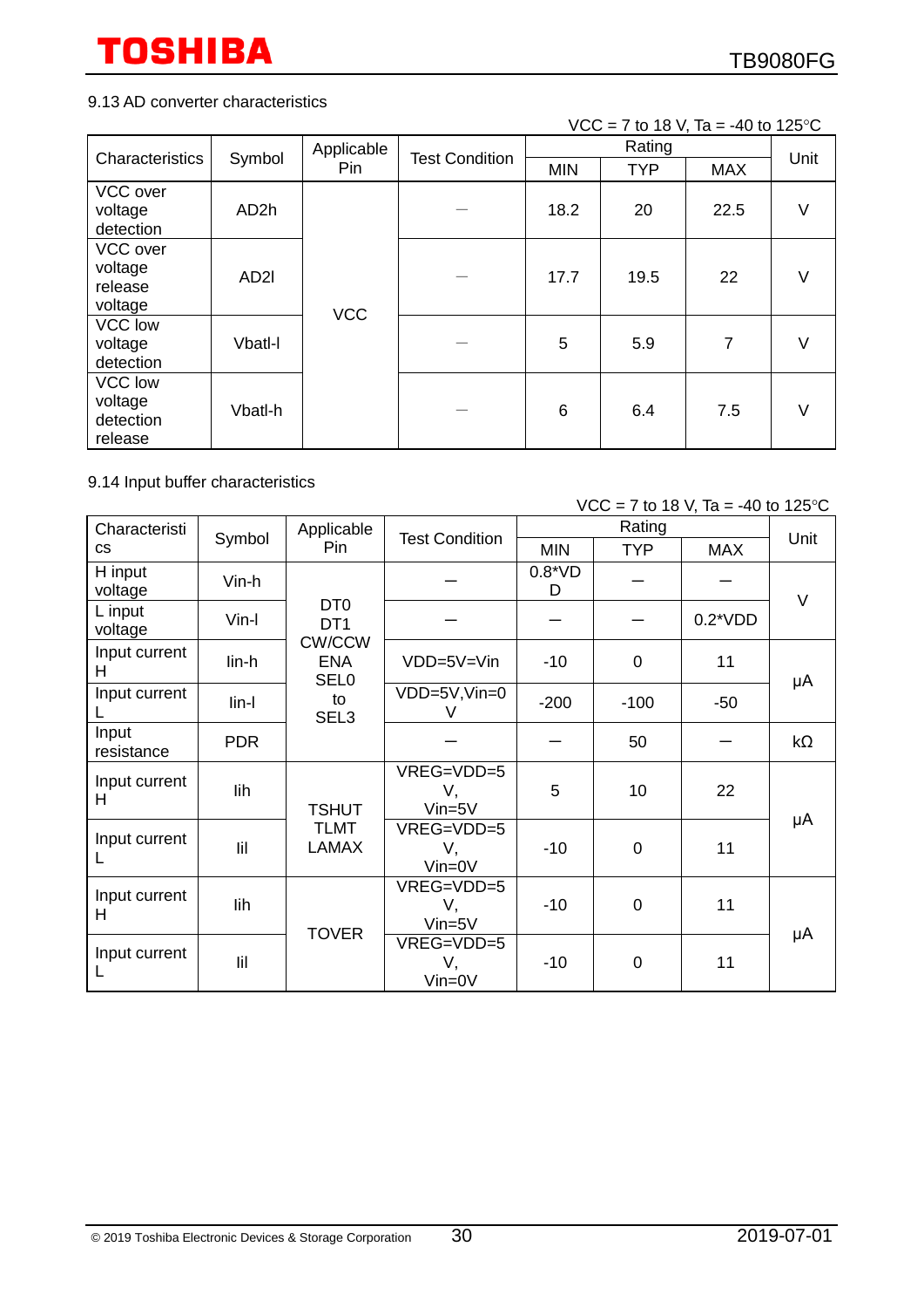## 9.13 AD converter characteristics

VCC = 7 to 18 V, Ta = -40 to 125°C

| Characteristics | Symbol | Applicable Pin | Test Condition | Rating | | | Unit |
|---|---|---|---|---|---|---|---|
| | | | | MIN | TYP | MAX | |
| VCC over voltage detection | AD2h | VCC | — | 18.2 | 20 | 22.5 | V |
| VCC over voltage release voltage | AD2l | | — | 17.7 | 19.5 | 22 | V |
| VCC low voltage detection | Vbatl-l | | — | 5 | 5.9 | 7 | V |
| VCC low voltage detection release | Vbatl-h | | — | 6 | 6.4 | 7.5 | V |

## 9.14 Input buffer characteristics

VCC = 7 to 18 V, Ta = -40 to 125°C

| Characteristics | Symbol | Applicable Pin | Test Condition | Rating | | | Unit |
|---|---|---|---|---|---|---|---|
| | | | | MIN | TYP | MAX | |
| H input voltage | Vin-h | DT0 DT1 CW/CCW ENA SEL0 to SEL3 | — | 0.8*VDD | — | — | V |
| L input voltage | Vin-l | | — | — | — | 0.2*VDD | |
| Input current H | Iin-h | | VDD=5V=Vin | -10 | 0 | 11 | μA |
| Input current L | Iin-l | | VDD=5V,Vin=0V | -200 | -100 | -50 | |
| Input resistance | PDR | | — | — | 50 | — | kΩ |
| Input current H | Iih | TSHUT TLMT LAMAX | VREG=VDD=5V, Vin=5V | 5 | 10 | 22 | μA |
| Input current L | Iil | | VREG=VDD=5V, Vin=0V | -10 | 0 | 11 | |
| Input current H | Iih | TOVER | VREG=VDD=5V, Vin=5V | -10 | 0 | 11 | μA |
| Input current L | Iil | | VREG=VDD=5V, Vin=0V | -10 | 0 | 11 | |

© 2019 Toshiba Electronic Devices & Storage Corporation

2019-07-01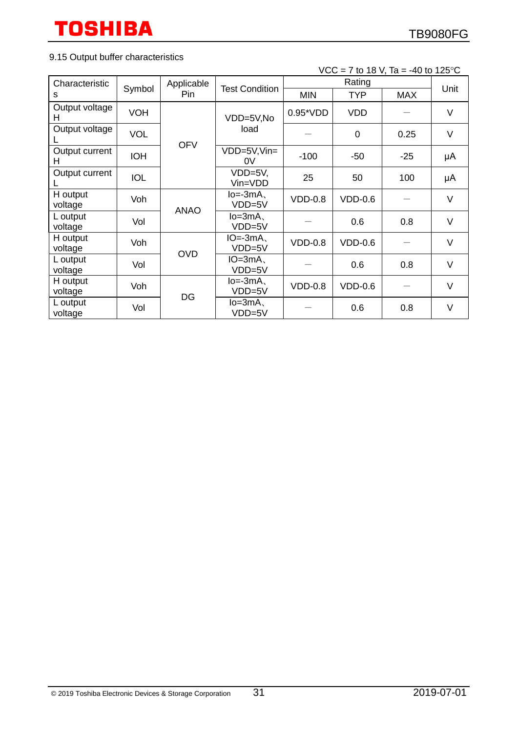9.15 Output buffer characteristics

VCC = 7 to 18 V, Ta = -40 to 125°C

| Characteristics | Symbol | Applicable Pin | Test Condition | Rating | | | Unit |
|---|---|---|---|---|---|---|---|
| | | | | MIN | TYP | MAX | |
| Output voltage H | VOH | OFV | VDD=5V,No load | 0.95*VDD | VDD | — | V |
| Output voltage L | VOL | OFV | VDD=5V,No load | — | 0 | 0.25 | V |
| Output current H | IOH | OFV | VDD=5V,Vin=0V | -100 | -50 | -25 | μA |
| Output current L | IOL | OFV | VDD=5V, Vin=VDD | 25 | 50 | 100 | μA |
| H output voltage | Voh | ANAO | Io=-3mA、VDD=5V | VDD-0.8 | VDD-0.6 | — | V |
| L output voltage | Vol | ANAO | Io=3mA、VDD=5V | — | 0.6 | 0.8 | V |
| H output voltage | Voh | OVD | IO=-3mA、VDD=5V | VDD-0.8 | VDD-0.6 | — | V |
| L output voltage | Vol | OVD | IO=3mA、VDD=5V | — | 0.6 | 0.8 | V |
| H output voltage | Voh | DG | Io=-3mA、VDD=5V | VDD-0.8 | VDD-0.6 | — | V |
| L output voltage | Vol | DG | Io=3mA、VDD=5V | — | 0.6 | 0.8 | V |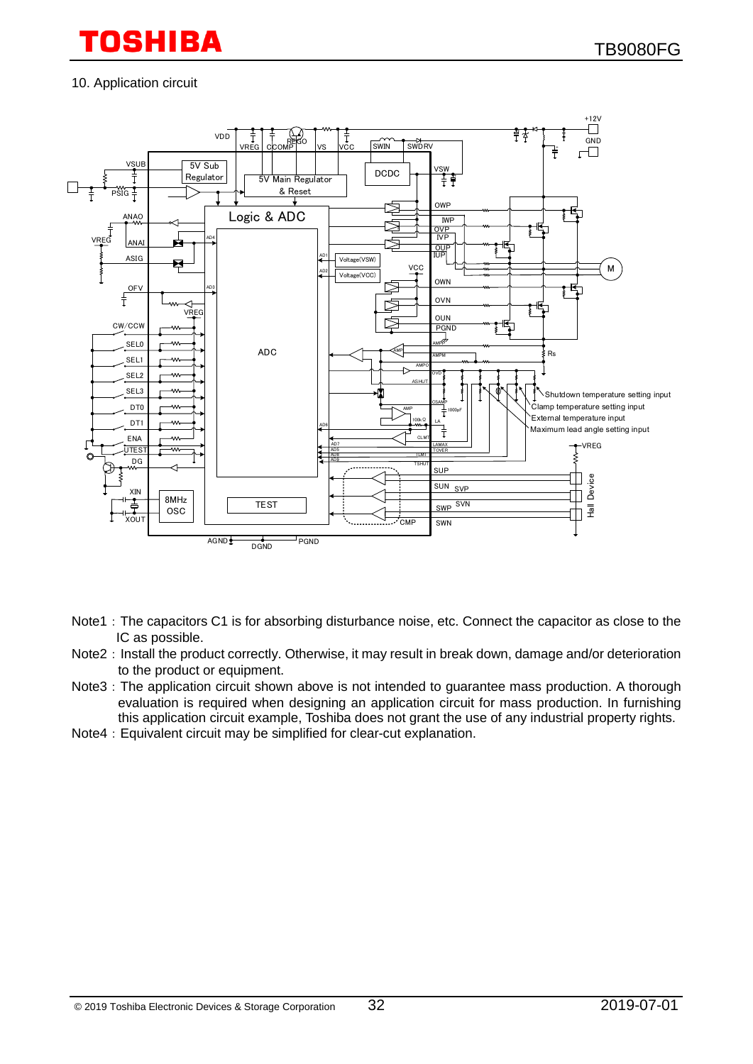## 10. Application circuit

+12V
GND
VDD
VREG
CCOMP
REGO
VS
VCC
SWIN
SWDRV
VSUB
5V Sub Regulator
5V Main Regulator & Reset
DCDC
VSW
PSIG
Logic & ADC
OWP
IWP
OVP
IVP
OUP
IUP
ANAO
ANAI
VREG
AD4
ASIG
AD1
AD2
Voltage(VSW)
Voltage(VCC)
VCC
M
OWN
OFV
AD3
OVN
VREG
OUN
PGND
CW/CCW
AMPP
SEL0
ADC
AMP
Rs
AMPM
SEL1
AMPO
OVD
SEL2
ASHUT
SEL3
Shutdown temperature setting input
CSAMP
DT0
AMP
1000pF
Clamp temperature setting input
100kΩ
External temperature input
DT1
LA
AD6
Maximum lead angle setting input
ENA
CLMT
AD7
LAMAX
UTEST
AD5
TOVER
VREG
AD8
TLMT
DG
AD9
TSHUT
SUP
SUN
SVP
Hall Device
XIN
8MHz OSC
TEST
SWP
SVN
XOUT
CMP
SWN
AGND
DGND
PGND

Note1 : The capacitors C1 is for absorbing disturbance noise, etc. Connect the capacitor as close to the IC as possible.

Note2 : Install the product correctly. Otherwise, it may result in break down, damage and/or deterioration to the product or equipment.

Note3 : The application circuit shown above is not intended to guarantee mass production. A thorough evaluation is required when designing an application circuit for mass production. In furnishing this application circuit example, Toshiba does not grant the use of any industrial property rights.

Note4 : Equivalent circuit may be simplified for clear-cut explanation.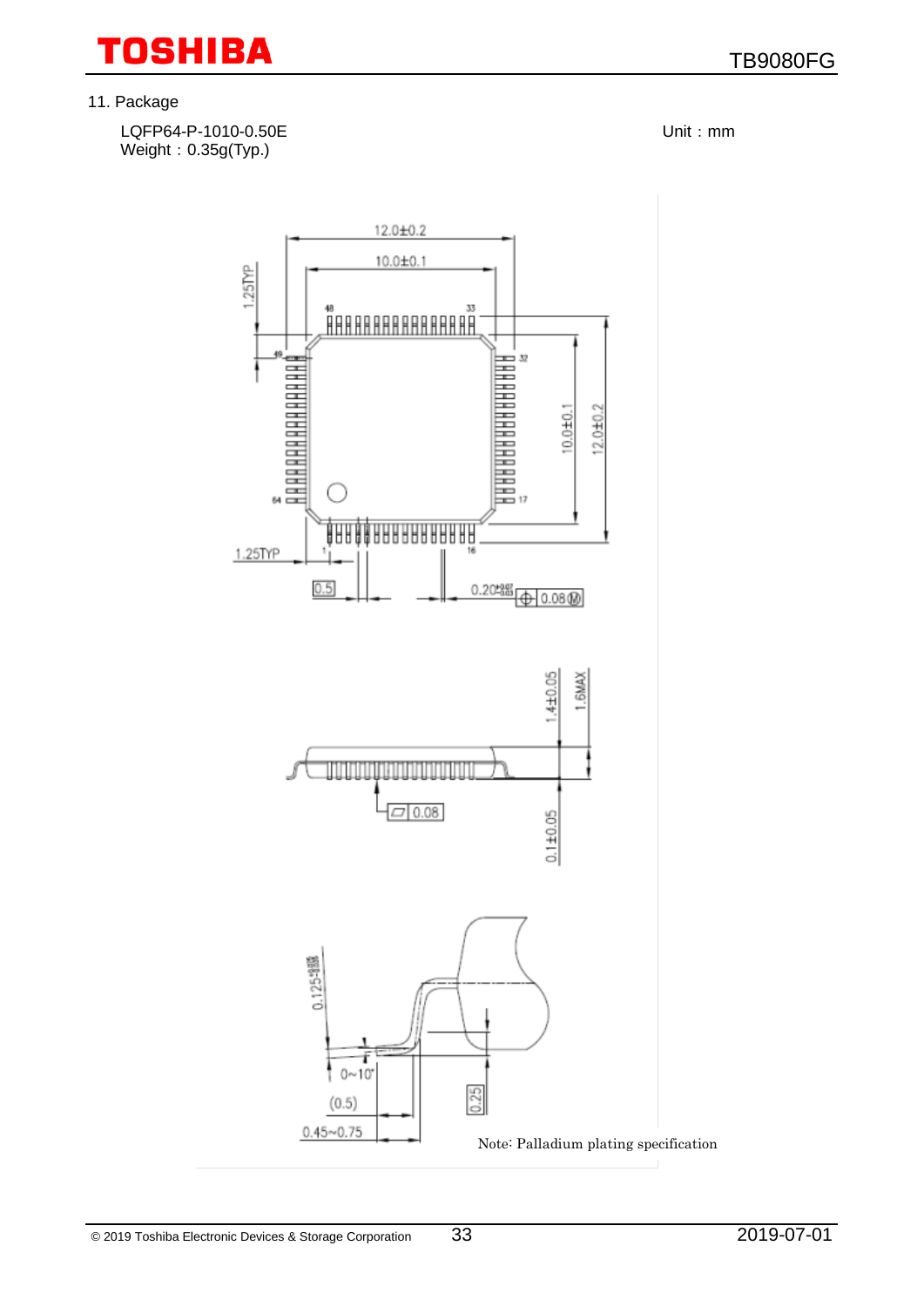## 11. Package

LQFP64-P-1010-0.50E

Weight : 0.35g(Typ.)

Unit : mm

12.0±0.2

10.0±0.1

1.25TYP

48

33

49

32

64

17

1

16

10.0±0.1

12.0±0.2

1.25TYP

0.5

$0.20^{+0.07}_{-0.03}$

0.08 M

1.4±0.05

1.6MAX

0.08

0.1±0.05

$0.125^{+0.075}_{-0.035}$

0~10°

(0.5)

0.45~0.75

0.25

Note: Palladium plating specification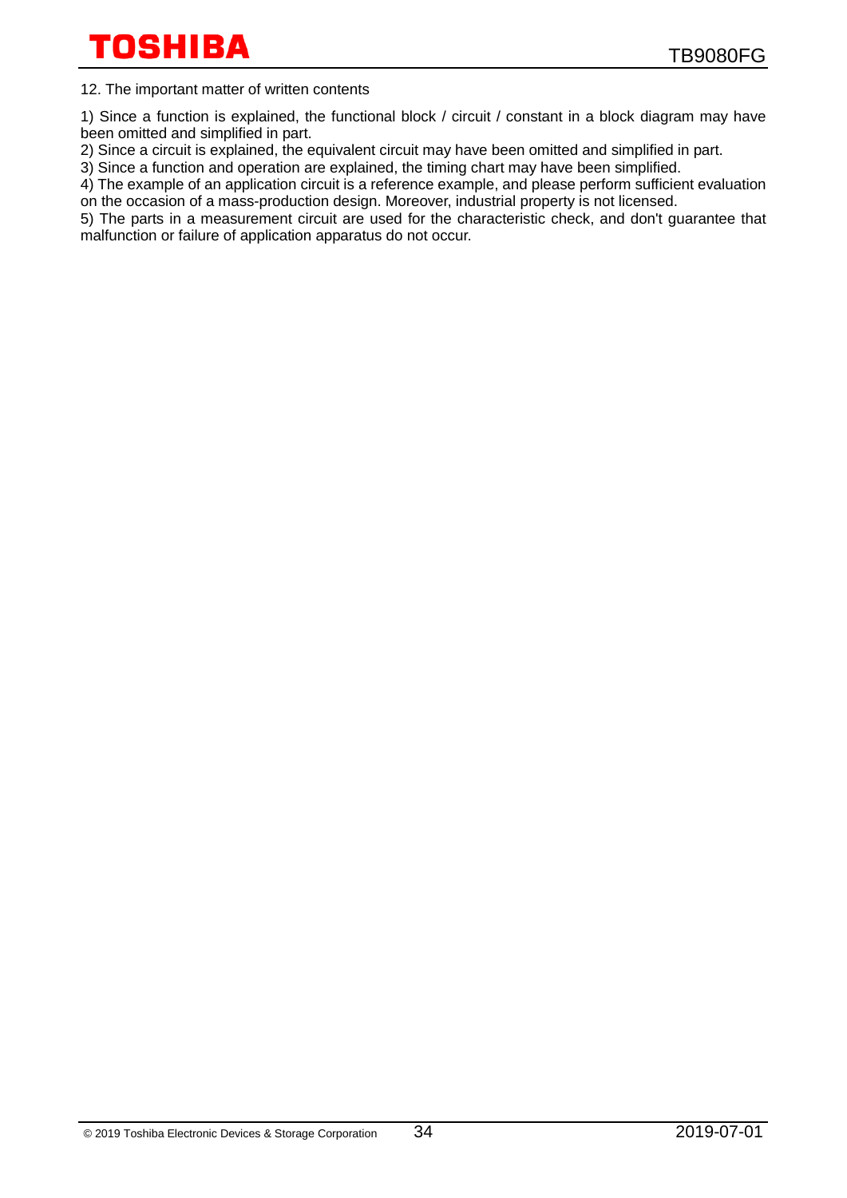## 12. The important matter of written contents

1) Since a function is explained, the functional block / circuit / constant in a block diagram may have been omitted and simplified in part.
2) Since a circuit is explained, the equivalent circuit may have been omitted and simplified in part.
3) Since a function and operation are explained, the timing chart may have been simplified.
4) The example of an application circuit is a reference example, and please perform sufficient evaluation on the occasion of a mass-production design. Moreover, industrial property is not licensed.
5) The parts in a measurement circuit are used for the characteristic check, and don't guarantee that malfunction or failure of application apparatus do not occur.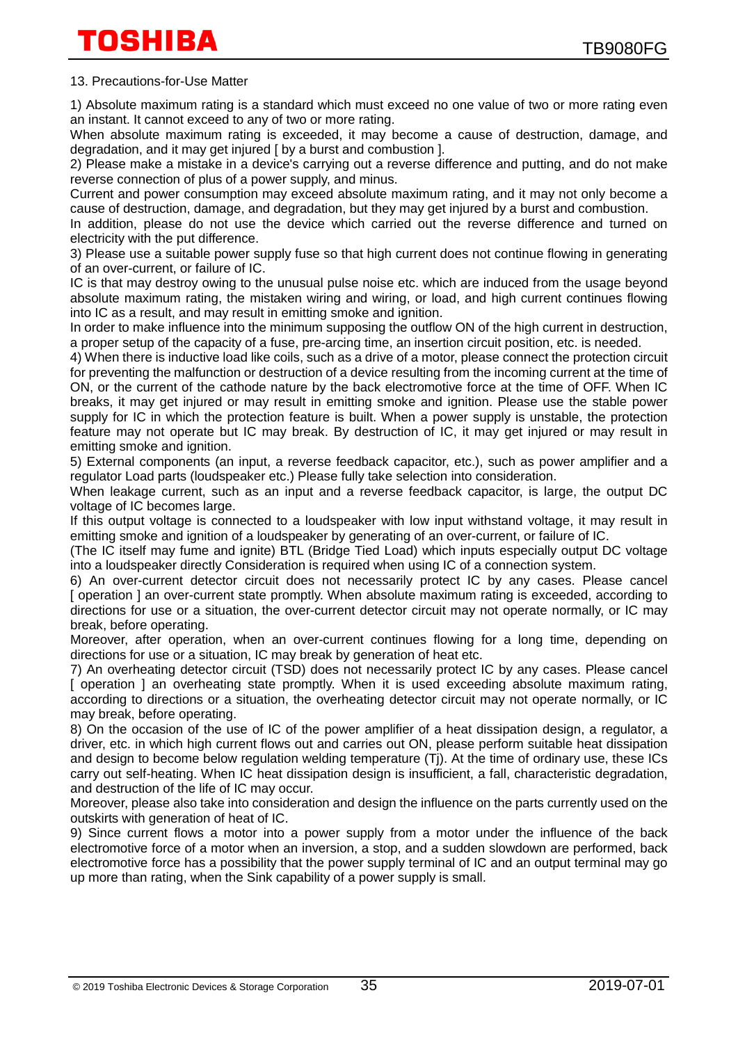## 13. Precautions-for-Use Matter

1) Absolute maximum rating is a standard which must exceed no one value of two or more rating even an instant. It cannot exceed to any of two or more rating.
When absolute maximum rating is exceeded, it may become a cause of destruction, damage, and degradation, and it may get injured [ by a burst and combustion ].

2) Please make a mistake in a device's carrying out a reverse difference and putting, and do not make reverse connection of plus of a power supply, and minus.
Current and power consumption may exceed absolute maximum rating, and it may not only become a cause of destruction, damage, and degradation, but they may get injured by a burst and combustion.
In addition, please do not use the device which carried out the reverse difference and turned on electricity with the put difference.

3) Please use a suitable power supply fuse so that high current does not continue flowing in generating of an over-current, or failure of IC.
IC is that may destroy owing to the unusual pulse noise etc. which are induced from the usage beyond absolute maximum rating, the mistaken wiring and wiring, or load, and high current continues flowing into IC as a result, and may result in emitting smoke and ignition.
In order to make influence into the minimum supposing the outflow ON of the high current in destruction, a proper setup of the capacity of a fuse, pre-arcing time, an insertion circuit position, etc. is needed.

4) When there is inductive load like coils, such as a drive of a motor, please connect the protection circuit for preventing the malfunction or destruction of a device resulting from the incoming current at the time of ON, or the current of the cathode nature by the back electromotive force at the time of OFF. When IC breaks, it may get injured or may result in emitting smoke and ignition. Please use the stable power supply for IC in which the protection feature is built. When a power supply is unstable, the protection feature may not operate but IC may break. By destruction of IC, it may get injured or may result in emitting smoke and ignition.

5) External components (an input, a reverse feedback capacitor, etc.), such as power amplifier and a regulator Load parts (loudspeaker etc.) Please fully take selection into consideration.
When leakage current, such as an input and a reverse feedback capacitor, is large, the output DC voltage of IC becomes large.
If this output voltage is connected to a loudspeaker with low input withstand voltage, it may result in emitting smoke and ignition of a loudspeaker by generating of an over-current, or failure of IC.
(The IC itself may fume and ignite) BTL (Bridge Tied Load) which inputs especially output DC voltage into a loudspeaker directly Consideration is required when using IC of a connection system.

6) An over-current detector circuit does not necessarily protect IC by any cases. Please cancel [ operation ] an over-current state promptly. When absolute maximum rating is exceeded, according to directions for use or a situation, the over-current detector circuit may not operate normally, or IC may break, before operating.
Moreover, after operation, when an over-current continues flowing for a long time, depending on directions for use or a situation, IC may break by generation of heat etc.

7) An overheating detector circuit (TSD) does not necessarily protect IC by any cases. Please cancel [ operation ] an overheating state promptly. When it is used exceeding absolute maximum rating, according to directions or a situation, the overheating detector circuit may not operate normally, or IC may break, before operating.

8) On the occasion of the use of IC of the power amplifier of a heat dissipation design, a regulator, a driver, etc. in which high current flows out and carries out ON, please perform suitable heat dissipation and design to become below regulation welding temperature (Tj). At the time of ordinary use, these ICs carry out self-heating. When IC heat dissipation design is insufficient, a fall, characteristic degradation, and destruction of the life of IC may occur.
Moreover, please also take into consideration and design the influence on the parts currently used on the outskirts with generation of heat of IC.

9) Since current flows a motor into a power supply from a motor under the influence of the back electromotive force of a motor when an inversion, a stop, and a sudden slowdown are performed, back electromotive force has a possibility that the power supply terminal of IC and an output terminal may go up more than rating, when the Sink capability of a power supply is small.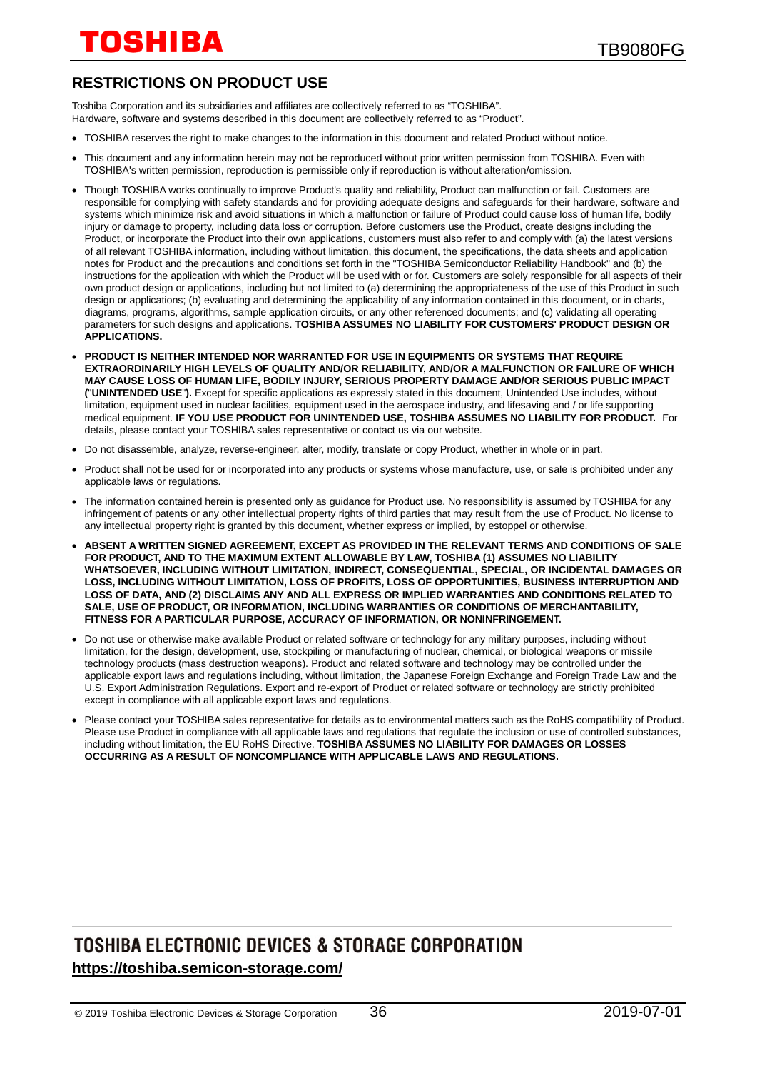## RESTRICTIONS ON PRODUCT USE

Toshiba Corporation and its subsidiaries and affiliates are collectively referred to as “TOSHIBA”.
Hardware, software and systems described in this document are collectively referred to as “Product”.

- TOSHIBA reserves the right to make changes to the information in this document and related Product without notice.
- This document and any information herein may not be reproduced without prior written permission from TOSHIBA. Even with TOSHIBA's written permission, reproduction is permissible only if reproduction is without alteration/omission.
- Though TOSHIBA works continually to improve Product's quality and reliability, Product can malfunction or fail. Customers are responsible for complying with safety standards and for providing adequate designs and safeguards for their hardware, software and systems which minimize risk and avoid situations in which a malfunction or failure of Product could cause loss of human life, bodily injury or damage to property, including data loss or corruption. Before customers use the Product, create designs including the Product, or incorporate the Product into their own applications, customers must also refer to and comply with (a) the latest versions of all relevant TOSHIBA information, including without limitation, this document, the specifications, the data sheets and application notes for Product and the precautions and conditions set forth in the "TOSHIBA Semiconductor Reliability Handbook" and (b) the instructions for the application with which the Product will be used with or for. Customers are solely responsible for all aspects of their own product design or applications, including but not limited to (a) determining the appropriateness of the use of this Product in such design or applications; (b) evaluating and determining the applicability of any information contained in this document, or in charts, diagrams, programs, algorithms, sample application circuits, or any other referenced documents; and (c) validating all operating parameters for such designs and applications. **TOSHIBA ASSUMES NO LIABILITY FOR CUSTOMERS' PRODUCT DESIGN OR APPLICATIONS.**
- **PRODUCT IS NEITHER INTENDED NOR WARRANTED FOR USE IN EQUIPMENTS OR SYSTEMS THAT REQUIRE EXTRAORDINARILY HIGH LEVELS OF QUALITY AND/OR RELIABILITY, AND/OR A MALFUNCTION OR FAILURE OF WHICH MAY CAUSE LOSS OF HUMAN LIFE, BODILY INJURY, SERIOUS PROPERTY DAMAGE AND/OR SERIOUS PUBLIC IMPACT ("UNINTENDED USE").** Except for specific applications as expressly stated in this document, Unintended Use includes, without limitation, equipment used in nuclear facilities, equipment used in the aerospace industry, and lifesaving and / or life supporting medical equipment. **IF YOU USE PRODUCT FOR UNINTENDED USE, TOSHIBA ASSUMES NO LIABILITY FOR PRODUCT.** For details, please contact your TOSHIBA sales representative or contact us via our website.
- Do not disassemble, analyze, reverse-engineer, alter, modify, translate or copy Product, whether in whole or in part.
- Product shall not be used for or incorporated into any products or systems whose manufacture, use, or sale is prohibited under any applicable laws or regulations.
- The information contained herein is presented only as guidance for Product use. No responsibility is assumed by TOSHIBA for any infringement of patents or any other intellectual property rights of third parties that may result from the use of Product. No license to any intellectual property right is granted by this document, whether express or implied, by estoppel or otherwise.
- **ABSENT A WRITTEN SIGNED AGREEMENT, EXCEPT AS PROVIDED IN THE RELEVANT TERMS AND CONDITIONS OF SALE FOR PRODUCT, AND TO THE MAXIMUM EXTENT ALLOWABLE BY LAW, TOSHIBA (1) ASSUMES NO LIABILITY WHATSOEVER, INCLUDING WITHOUT LIMITATION, INDIRECT, CONSEQUENTIAL, SPECIAL, OR INCIDENTAL DAMAGES OR LOSS, INCLUDING WITHOUT LIMITATION, LOSS OF PROFITS, LOSS OF OPPORTUNITIES, BUSINESS INTERRUPTION AND LOSS OF DATA, AND (2) DISCLAIMS ANY AND ALL EXPRESS OR IMPLIED WARRANTIES AND CONDITIONS RELATED TO SALE, USE OF PRODUCT, OR INFORMATION, INCLUDING WARRANTIES OR CONDITIONS OF MERCHANTABILITY, FITNESS FOR A PARTICULAR PURPOSE, ACCURACY OF INFORMATION, OR NONINFRINGEMENT.**
- Do not use or otherwise make available Product or related software or technology for any military purposes, including without limitation, for the design, development, use, stockpiling or manufacturing of nuclear, chemical, or biological weapons or missile technology products (mass destruction weapons). Product and related software and technology may be controlled under the applicable export laws and regulations including, without limitation, the Japanese Foreign Exchange and Foreign Trade Law and the U.S. Export Administration Regulations. Export and re-export of Product or related software or technology are strictly prohibited except in compliance with all applicable export laws and regulations.
- Please contact your TOSHIBA sales representative for details as to environmental matters such as the RoHS compatibility of Product. Please use Product in compliance with all applicable laws and regulations that regulate the inclusion or use of controlled substances, including without limitation, the EU RoHS Directive. **TOSHIBA ASSUMES NO LIABILITY FOR DAMAGES OR LOSSES OCCURRING AS A RESULT OF NONCOMPLIANCE WITH APPLICABLE LAWS AND REGULATIONS.**

**TOSHIBA ELECTRONIC DEVICES & STORAGE CORPORATION**

**https://toshiba.semicon-storage.com/**